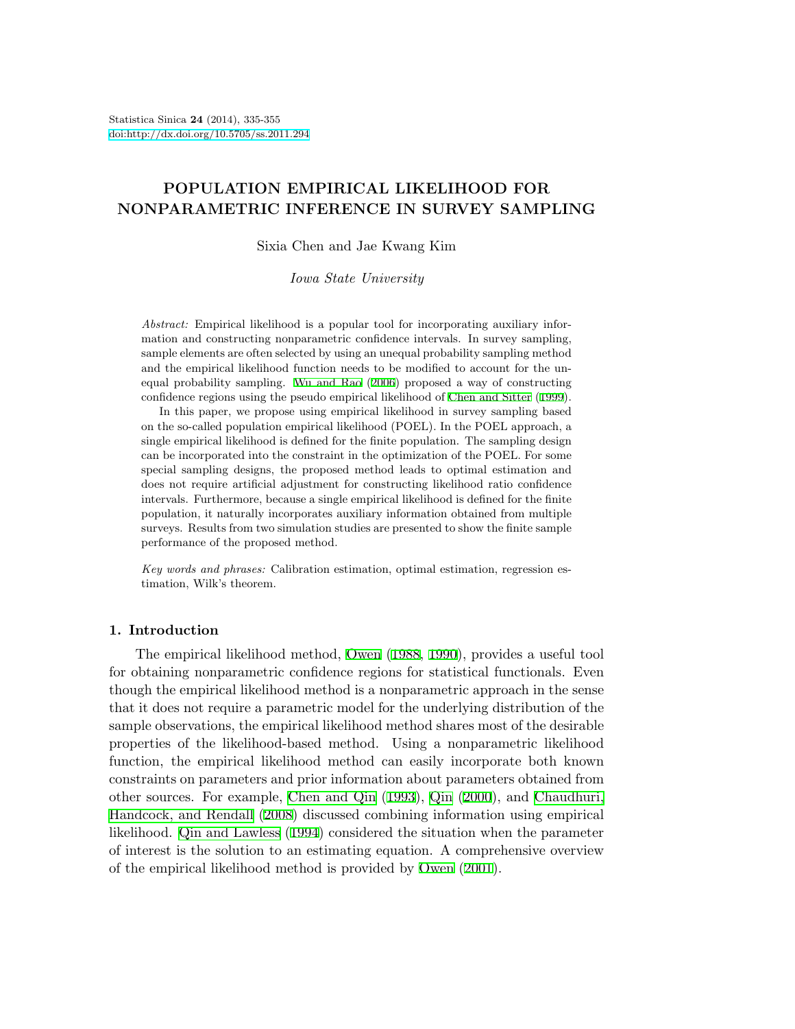# POPULATION EMPIRICAL LIKELIHOOD FOR NONPARAMETRIC INFERENCE IN SURVEY SAMPLING

Sixia Chen and Jae Kwang Kim

*Iowa State University*

*Abstract:* Empirical likelihood is a popular tool for incorporating auxiliary information and constructing nonparametric confidence intervals. In survey sampling, sample elements are often selected by using an unequal probability sampling method and the empirical likelihood function needs to be modified to account for the unequal probability sampling. Wu and Rao (2006) proposed a way of constructing confidence regions using the pseudo empirical likelihood of Chen and Sitter (1999).

In this paper, we propose using empirical likelihood in survey sampling based on the so-called population empirical likelihood (POEL). In the POEL approach, a single empirical likelihood is defined for the finite population. The sampling design can be incorporated into the constraint in the optimization of the POEL. For some special sampling designs, the proposed method leads to optimal estimation and does not require artificial adjustment for constructing likelihood ratio confidence intervals. Furthermore, because a single empirical likelihood is defined for the finite population, it naturally incorporates auxiliary information obtained from multiple surveys. Results from two simulation studies are presented to show the finite sample performance of the proposed method.

*Key words and phrases:* Calibration estimation, optimal estimation, regression estimation, Wilk's theorem.

## 1. Introduction

The empirical likelihood method, Owen (1988, 1990), provides a useful tool for obtaining nonparametric confidence regions for statistical functionals. Even though the empirical likelihood method is a nonparametric approach in the sense that it does not require a parametric model for the underlying distribution of the sample observations, the empirical likelihood method shares most of the desirable properties of the likelihood-based method. Using a nonparametric likelihood function, the empirical likelihood method can easily incorporate both known constraints on parameters and prior information about parameters obtained from other sources. For example, Chen and Qin (1993), Qin (2000), and Chaudhuri, Handcock, and Rendall (2008) discussed combining information using empirical likelihood. Qin and Lawless (1994) considered the situation when the parameter of interest is the solution to an estimating equation. A comprehensive overview of the empirical likelihood method is provided by Owen (2001).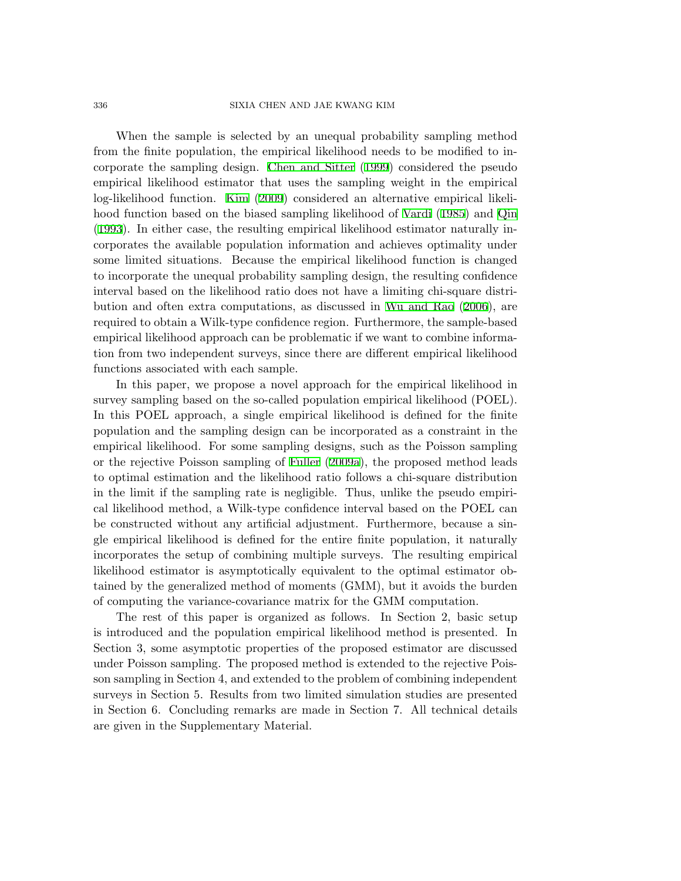When the sample is selected by an unequal probability sampling method from the finite population, the empirical likelihood needs to be modified to incorporate the sampling design. Chen and Sitter (1999) considered the pseudo empirical likelihood estimator that uses the sampling weight in the empirical log-likelihood function. Kim (2009) considered an alternative empirical likelihood function based on the biased sampling likelihood of Vardi (1985) and Qin (1993). In either case, the resulting empirical likelihood estimator naturally incorporates the available population information and achieves optimality under some limited situations. Because the empirical likelihood function is changed to incorporate the unequal probability sampling design, the resulting confidence interval based on the likelihood ratio does not have a limiting chi-square distribution and often extra computations, as discussed in Wu and Rao (2006), are required to obtain a Wilk-type confidence region. Furthermore, the sample-based empirical likelihood approach can be problematic if we want to combine information from two independent surveys, since there are different empirical likelihood functions associated with each sample.

In this paper, we propose a novel approach for the empirical likelihood in survey sampling based on the so-called population empirical likelihood (POEL). In this POEL approach, a single empirical likelihood is defined for the finite population and the sampling design can be incorporated as a constraint in the empirical likelihood. For some sampling designs, such as the Poisson sampling or the rejective Poisson sampling of Fuller (2009a), the proposed method leads to optimal estimation and the likelihood ratio follows a chi-square distribution in the limit if the sampling rate is negligible. Thus, unlike the pseudo empirical likelihood method, a Wilk-type confidence interval based on the POEL can be constructed without any artificial adjustment. Furthermore, because a single empirical likelihood is defined for the entire finite population, it naturally incorporates the setup of combining multiple surveys. The resulting empirical likelihood estimator is asymptotically equivalent to the optimal estimator obtained by the generalized method of moments (GMM), but it avoids the burden of computing the variance-covariance matrix for the GMM computation.

The rest of this paper is organized as follows. In Section 2, basic setup is introduced and the population empirical likelihood method is presented. In Section 3, some asymptotic properties of the proposed estimator are discussed under Poisson sampling. The proposed method is extended to the rejective Poisson sampling in Section 4, and extended to the problem of combining independent surveys in Section 5. Results from two limited simulation studies are presented in Section 6. Concluding remarks are made in Section 7. All technical details are given in the Supplementary Material.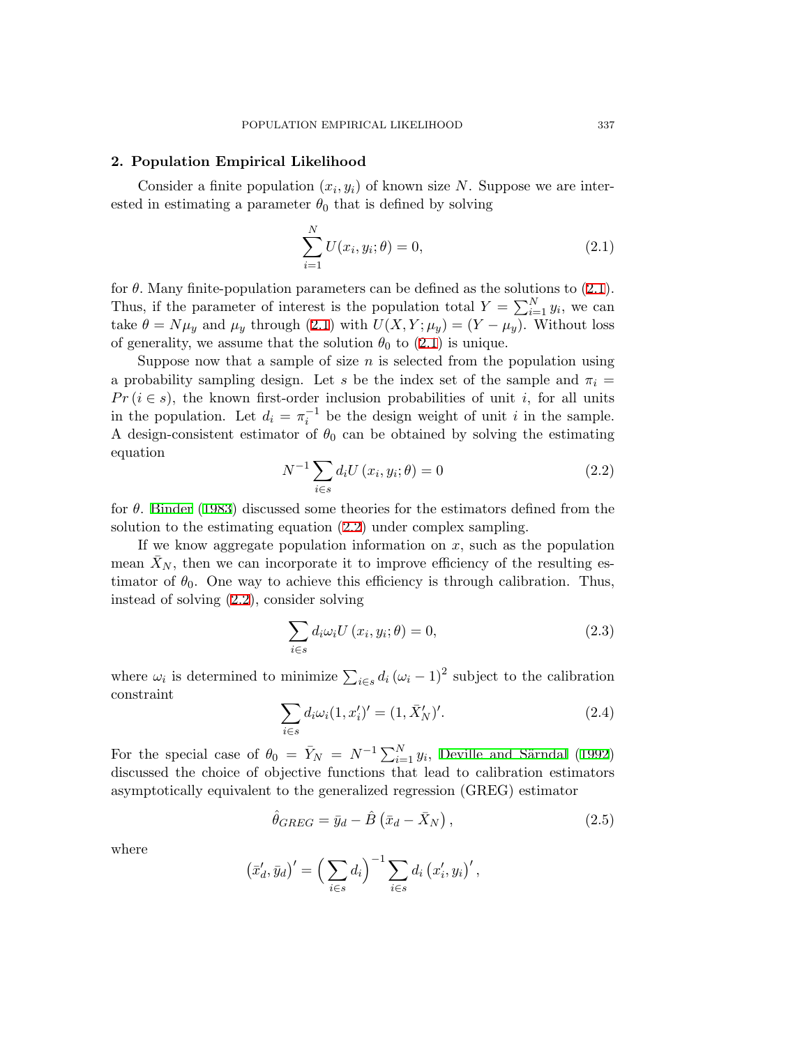## 2. Population Empirical Likelihood

Consider a finite population $(x_i, y_i)$ of known size $N$. Suppose we are interested in estimating a parameter $\theta_0$ that is defined by solving

$$\sum_{i=1}^{N} U(x_i, y_i; \theta) = 0, \tag{2.1}$$

for $\theta$. Many finite-population parameters can be defined as the solutions to (2.1). Thus, if the parameter of interest is the population total $Y = \sum_{i=1}^{N} y_i$, we can take $\theta = N\mu_y$ and $\mu_y$ through (2.1) with $U(X, Y; \mu_y) = (Y - \mu_y)$. Without loss of generality, we assume that the solution $\theta_0$ to (2.1) is unique.

Suppose now that a sample of size $n$ is selected from the population using a probability sampling design. Let $s$ be the index set of the sample and $\pi_i = Pr\,(i \in s)$, the known first-order inclusion probabilities of unit $i$, for all units in the population. Let $d_i = \pi_i^{-1}$ be the design weight of unit $i$ in the sample. A design-consistent estimator of $\theta_0$ can be obtained by solving the estimating equation

$$N^{-1} \sum_{i \in s} d_i U\left(x_i, y_i; \theta\right) = 0 \tag{2.2}$$

for $\theta$. Binder (1983) discussed some theories for the estimators defined from the solution to the estimating equation (2.2) under complex sampling.

If we know aggregate population information on $x$, such as the population mean $\bar{X}_N$, then we can incorporate it to improve efficiency of the resulting estimator of $\theta_0$. One way to achieve this efficiency is through calibration. Thus, instead of solving (2.2), consider solving

$$\sum_{i \in s} d_i \omega_i U\left(x_i, y_i; \theta\right) = 0, \tag{2.3}$$

where $\omega_i$ is determined to minimize $\sum_{i \in s} d_i \left(\omega_i - 1\right)^2$ subject to the calibration constraint

$$\sum_{i \in s} d_i \omega_i (1, x_i')' = (1, \bar{X}_N')'. \tag{2.4}$$

For the special case of $\theta_0 = \bar{Y}_N = N^{-1} \sum_{i=1}^{N} y_i$, Deville and Särndal (1992) discussed the choice of objective functions that lead to calibration estimators asymptotically equivalent to the generalized regression (GREG) estimator

$$\hat{\theta}_{GREG} = \bar{y}_d - \hat{B}\left(\bar{x}_d - \bar{X}_N\right), \tag{2.5}$$

where

$$\left(\bar{x}_d', \bar{y}_d\right)' = \Big(\sum_{i \in s} d_i\Big)^{-1} \sum_{i \in s} d_i \left(x_i', y_i\right)',$$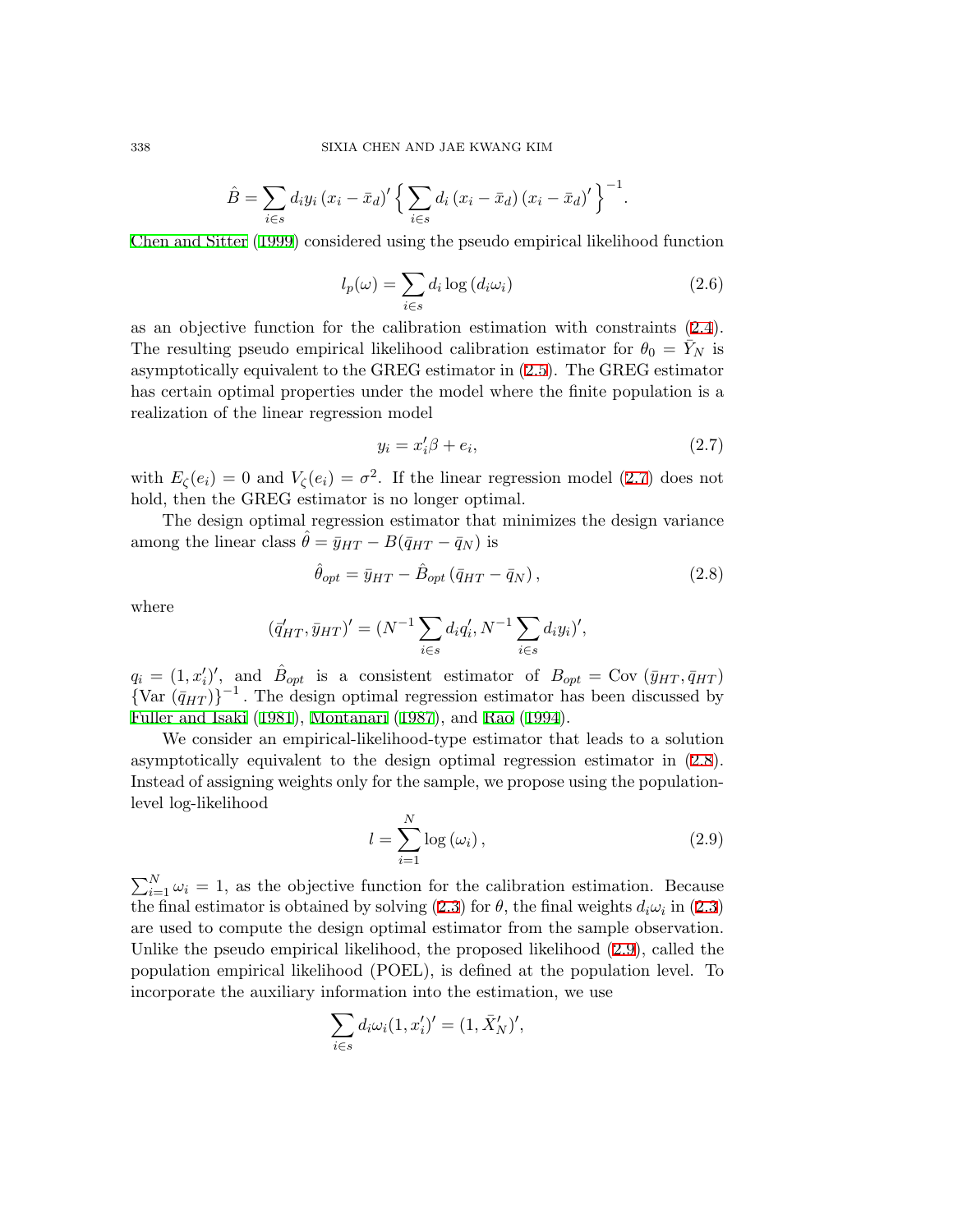$$\hat{B} = \sum_{i \in s} d_i y_i \left(x_i - \bar{x}_d\right)' \Big\{ \sum_{i \in s} d_i \left(x_i - \bar{x}_d\right) \left(x_i - \bar{x}_d\right)' \Big\}^{-1}.$$

Chen and Sitter (1999) considered using the pseudo empirical likelihood function

$$l_p(\omega) = \sum_{i \in s} d_i \log\left(d_i \omega_i\right) \tag{2.6}$$

as an objective function for the calibration estimation with constraints (2.4). The resulting pseudo empirical likelihood calibration estimator for $\theta_0 = \bar{Y}_N$ is asymptotically equivalent to the GREG estimator in (2.5). The GREG estimator has certain optimal properties under the model where the finite population is a realization of the linear regression model

$$y_i = x_i' \beta + e_i, \tag{2.7}$$

with $E_\zeta(e_i) = 0$ and $V_\zeta(e_i) = \sigma^2$. If the linear regression model (2.7) does not hold, then the GREG estimator is no longer optimal.

The design optimal regression estimator that minimizes the design variance among the linear class $\hat{\theta} = \bar{y}_{HT} - B(\bar{q}_{HT} - \bar{q}_N)$ is

$$\hat{\theta}_{opt} = \bar{y}_{HT} - \hat{B}_{opt}\left(\bar{q}_{HT} - \bar{q}_N\right), \tag{2.8}$$

where

$$(\bar{q}_{HT}', \bar{y}_{HT})' = (N^{-1} \sum_{i \in s} d_i q_i', N^{-1} \sum_{i \in s} d_i y_i)',$$

$q_i = (1, x_i')'$, and $\hat{B}_{opt}$ is a consistent estimator of $B_{opt} = \text{Cov}\,(\bar{y}_{HT}, \bar{q}_{HT}) \left\{\text{Var}\,(\bar{q}_{HT})\right\}^{-1}$. The design optimal regression estimator has been discussed by Fuller and Isaki (1981), Montanari (1987), and Rao (1994).

We consider an empirical-likelihood-type estimator that leads to a solution asymptotically equivalent to the design optimal regression estimator in (2.8). Instead of assigning weights only for the sample, we propose using the population-level log-likelihood

$$l = \sum_{i=1}^{N} \log\left(\omega_i\right), \tag{2.9}$$

$\sum_{i=1}^N \omega_i = 1$, as the objective function for the calibration estimation. Because the final estimator is obtained by solving (2.3) for $\theta$, the final weights $d_i \omega_i$ in (2.3) are used to compute the design optimal estimator from the sample observation. Unlike the pseudo empirical likelihood, the proposed likelihood (2.9), called the population empirical likelihood (POEL), is defined at the population level. To incorporate the auxiliary information into the estimation, we use

$$\sum_{i \in s} d_i \omega_i (1, x_i')' = (1, \bar{X}_N')',$$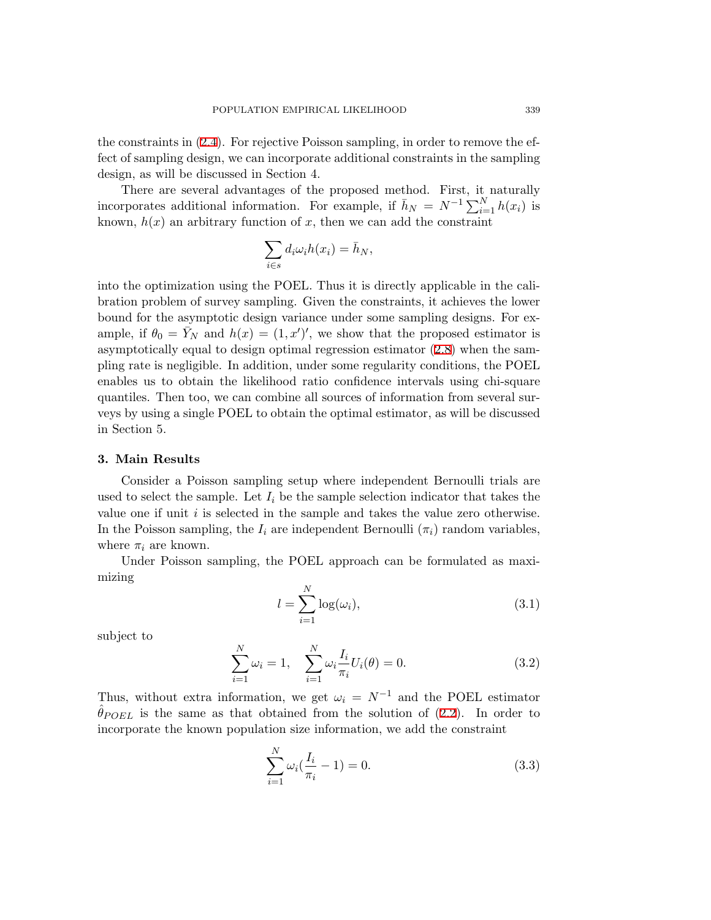the constraints in (2.4). For rejective Poisson sampling, in order to remove the effect of sampling design, we can incorporate additional constraints in the sampling design, as will be discussed in Section 4.

There are several advantages of the proposed method. First, it naturally incorporates additional information. For example, if $\bar{h}_N = N^{-1}\sum_{i=1}^{N} h(x_i)$ is known, $h(x)$ an arbitrary function of $x$, then we can add the constraint

$$\sum_{i \in s} d_i \omega_i h(x_i) = \bar{h}_N,$$

into the optimization using the POEL. Thus it is directly applicable in the calibration problem of survey sampling. Given the constraints, it achieves the lower bound for the asymptotic design variance under some sampling designs. For example, if $\theta_0 = \bar{Y}_N$ and $h(x) = (1, x')'$, we show that the proposed estimator is asymptotically equal to design optimal regression estimator (2.8) when the sampling rate is negligible. In addition, under some regularity conditions, the POEL enables us to obtain the likelihood ratio confidence intervals using chi-square quantiles. Then too, we can combine all sources of information from several surveys by using a single POEL to obtain the optimal estimator, as will be discussed in Section 5.

## 3. Main Results

Consider a Poisson sampling setup where independent Bernoulli trials are used to select the sample. Let $I_i$ be the sample selection indicator that takes the value one if unit $i$ is selected in the sample and takes the value zero otherwise. In the Poisson sampling, the $I_i$ are independent Bernoulli ($\pi_i$) random variables, where $\pi_i$ are known.

Under Poisson sampling, the POEL approach can be formulated as maximizing

$$l = \sum_{i=1}^{N} \log(\omega_i), \tag{3.1}$$

subject to

$$\sum_{i=1}^{N} \omega_i = 1, \quad \sum_{i=1}^{N} \omega_i \frac{I_i}{\pi_i} U_i(\theta) = 0. \tag{3.2}$$

Thus, without extra information, we get $\omega_i = N^{-1}$ and the POEL estimator $\hat{\theta}_{POEL}$ is the same as that obtained from the solution of (2.2). In order to incorporate the known population size information, we add the constraint

$$\sum_{i=1}^{N} \omega_i (\frac{I_i}{\pi_i} - 1) = 0. \tag{3.3}$$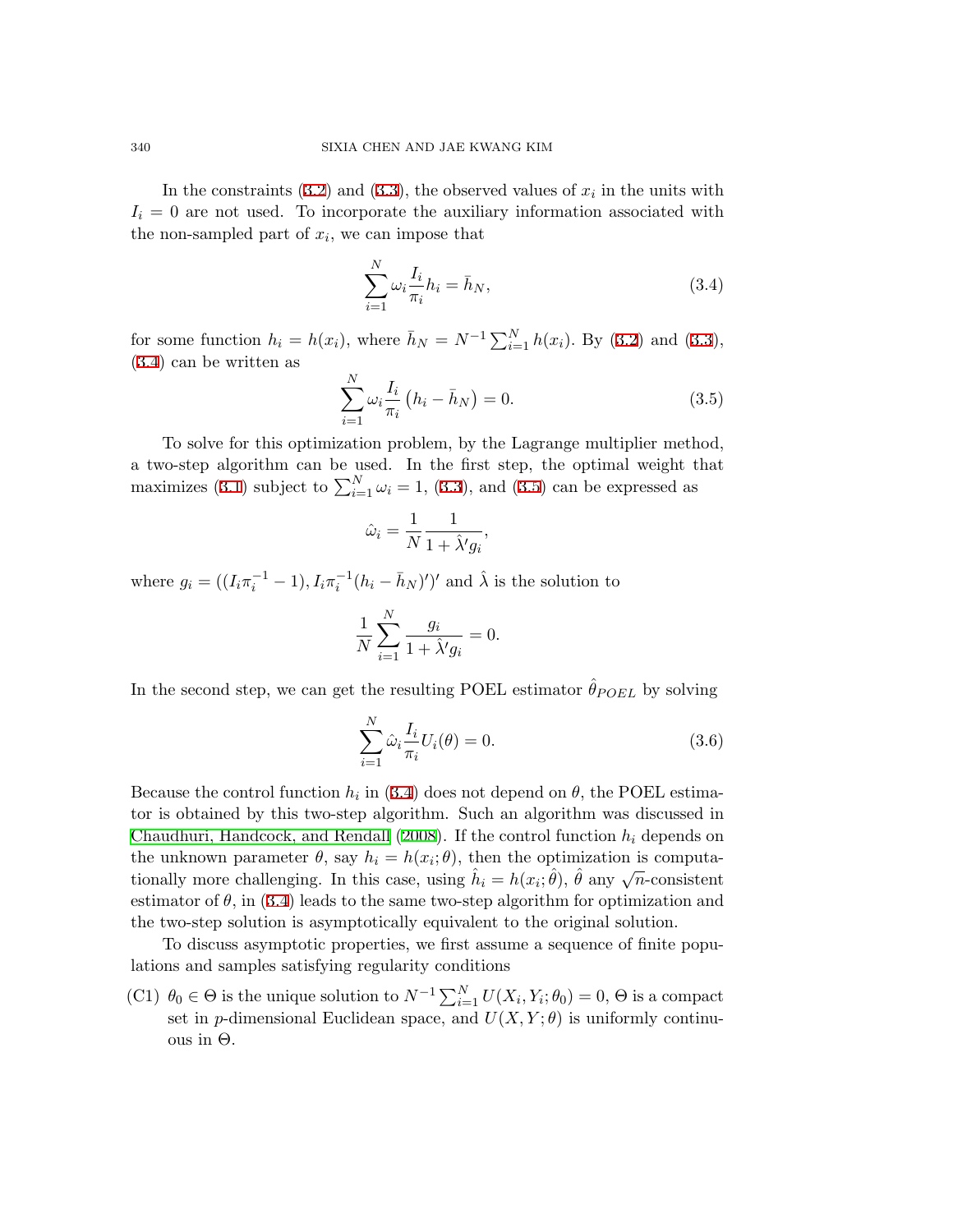In the constraints (3.2) and (3.3), the observed values of $x_i$ in the units with $I_i = 0$ are not used. To incorporate the auxiliary information associated with the non-sampled part of $x_i$, we can impose that

$$\sum_{i=1}^{N} \omega_i \frac{I_i}{\pi_i} h_i = \bar{h}_N, \tag{3.4}$$

for some function $h_i = h(x_i)$, where $\bar{h}_N = N^{-1} \sum_{i=1}^{N} h(x_i)$. By (3.2) and (3.3), (3.4) can be written as

$$\sum_{i=1}^{N} \omega_i \frac{I_i}{\pi_i} \left(h_i - \bar{h}_N\right) = 0. \tag{3.5}$$

To solve for this optimization problem, by the Lagrange multiplier method, a two-step algorithm can be used. In the first step, the optimal weight that maximizes (3.1) subject to $\sum_{i=1}^{N} \omega_i = 1$, (3.3), and (3.5) can be expressed as

$$\hat{\omega}_i = \frac{1}{N} \frac{1}{1 + \hat{\lambda}' g_i},$$

where $g_i = ((I_i \pi_i^{-1} - 1), I_i \pi_i^{-1} (h_i - \bar{h}_N)')'$ and $\hat{\lambda}$ is the solution to

$$\frac{1}{N} \sum_{i=1}^{N} \frac{g_i}{1 + \hat{\lambda}' g_i} = 0.$$

In the second step, we can get the resulting POEL estimator $\hat{\theta}_{POEL}$ by solving

$$\sum_{i=1}^{N} \hat{\omega}_i \frac{I_i}{\pi_i} U_i(\theta) = 0. \tag{3.6}$$

Because the control function $h_i$ in (3.4) does not depend on $\theta$, the POEL estimator is obtained by this two-step algorithm. Such an algorithm was discussed in Chaudhuri, Handcock, and Rendall (2008). If the control function $h_i$ depends on the unknown parameter $\theta$, say $h_i = h(x_i; \theta)$, then the optimization is computationally more challenging. In this case, using $\hat{h}_i = h(x_i; \hat{\theta})$, $\hat{\theta}$ any $\sqrt{n}$-consistent estimator of $\theta$, in (3.4) leads to the same two-step algorithm for optimization and the two-step solution is asymptotically equivalent to the original solution.

To discuss asymptotic properties, we first assume a sequence of finite populations and samples satisfying regularity conditions

(C1) $\theta_0 \in \Theta$ is the unique solution to $N^{-1} \sum_{i=1}^{N} U(X_i, Y_i; \theta_0) = 0$, $\Theta$ is a compact set in $p$-dimensional Euclidean space, and $U(X, Y; \theta)$ is uniformly continuous in $\Theta$.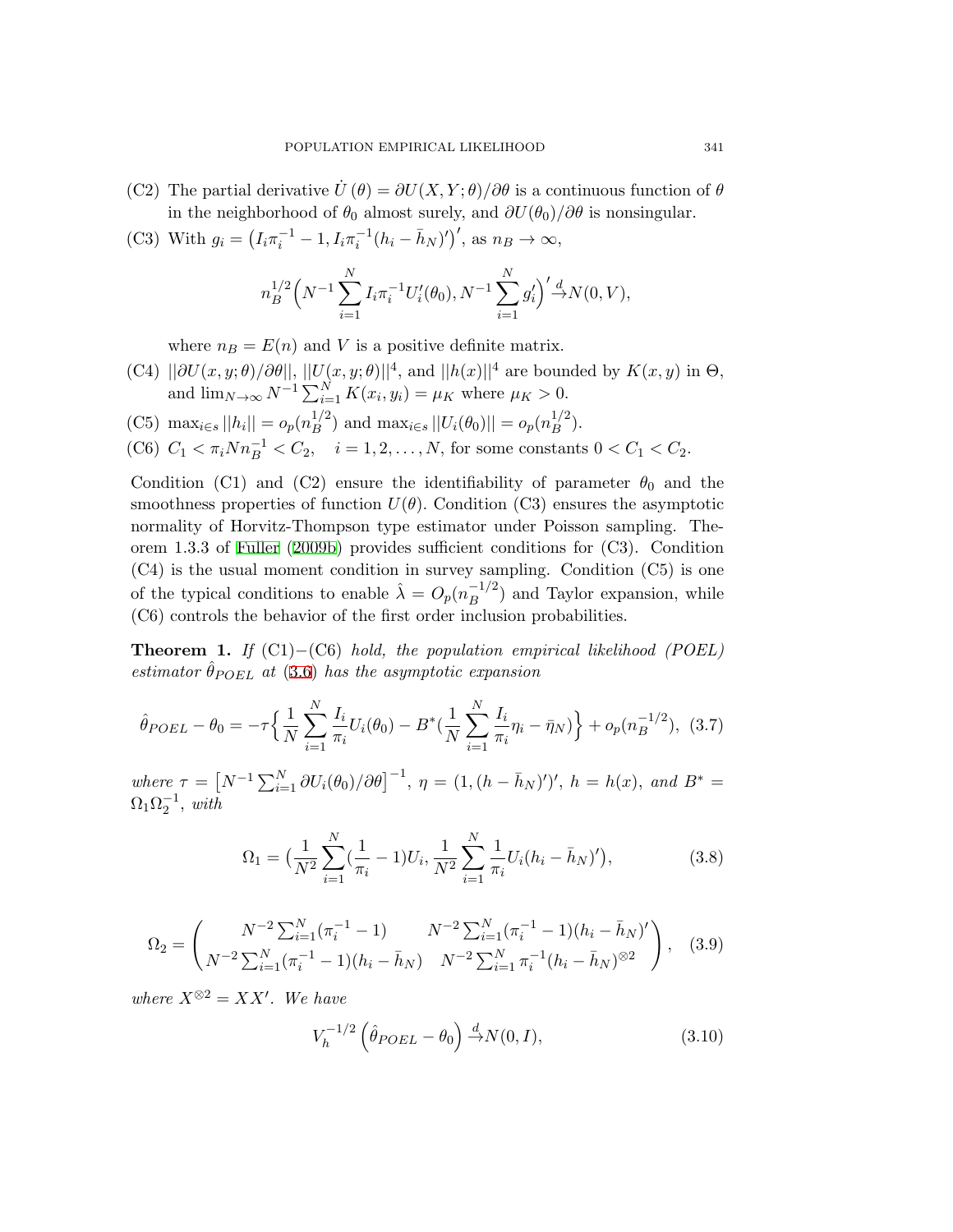(C2) The partial derivative $\dot{U}(\theta) = \partial U(X, Y; \theta)/\partial\theta$ is a continuous function of $\theta$ in the neighborhood of $\theta_0$ almost surely, and $\partial U(\theta_0)/\partial\theta$ is nonsingular.

(C3) With $g_i = \left(I_i\pi_i^{-1} - 1, I_i\pi_i^{-1}(h_i - \bar{h}_N)'\right)'$, as $n_B \to \infty$,

$$n_B^{1/2}\Big(N^{-1}\sum_{i=1}^N I_i\pi_i^{-1}U_i'(\theta_0), N^{-1}\sum_{i=1}^N g_i'\Big)' \xrightarrow{d} N(0, V),$$

where $n_B = E(n)$ and $V$ is a positive definite matrix.

(C4) $||\partial U(x, y; \theta)/\partial\theta||$, $||U(x, y; \theta)||^4$, and $||h(x)||^4$ are bounded by $K(x, y)$ in $\Theta$, and $\lim_{N\to\infty} N^{-1}\sum_{i=1}^N K(x_i, y_i) = \mu_K$ where $\mu_K > 0$.

(C5) $\max_{i\in s}||h_i|| = o_p(n_B^{1/2})$ and $\max_{i\in s}||U_i(\theta_0)|| = o_p(n_B^{1/2})$.

(C6) $C_1 < \pi_i N n_B^{-1} < C_2, \quad i = 1, 2, \ldots, N$, for some constants $0 < C_1 < C_2$.

Condition (C1) and (C2) ensure the identifiability of parameter $\theta_0$ and the smoothness properties of function $U(\theta)$. Condition (C3) ensures the asymptotic normality of Horvitz-Thompson type estimator under Poisson sampling. Theorem 1.3.3 of Fuller (2009b) provides sufficient conditions for (C3). Condition (C4) is the usual moment condition in survey sampling. Condition (C5) is one of the typical conditions to enable $\hat{\lambda} = O_p(n_B^{-1/2})$ and Taylor expansion, while (C6) controls the behavior of the first order inclusion probabilities.

**Theorem 1.** *If* (C1)−(C6) *hold, the population empirical likelihood (POEL) estimator* $\hat{\theta}_{POEL}$ *at* (3.6) *has the asymptotic expansion*

$$\hat{\theta}_{POEL} - \theta_0 = -\tau\Big\{\frac{1}{N}\sum_{i=1}^N \frac{I_i}{\pi_i}U_i(\theta_0) - B^*\big(\frac{1}{N}\sum_{i=1}^N \frac{I_i}{\pi_i}\eta_i - \bar{\eta}_N\big)\Big\} + o_p(n_B^{-1/2}), \quad (3.7)$$

*where* $\tau = \left[N^{-1}\sum_{i=1}^N \partial U_i(\theta_0)/\partial\theta\right]^{-1}$, $\eta = (1, (h - \bar{h}_N)')'$, $h = h(x)$, *and* $B^* = \Omega_1\Omega_2^{-1}$, *with*

$$\Omega_1 = \big(\frac{1}{N^2}\sum_{i=1}^N(\frac{1}{\pi_i} - 1)U_i, \frac{1}{N^2}\sum_{i=1}^N \frac{1}{\pi_i}U_i(h_i - \bar{h}_N)'\big), \quad (3.8)$$

$$\Omega_2 = \begin{pmatrix} N^{-2}\sum_{i=1}^N(\pi_i^{-1} - 1) & N^{-2}\sum_{i=1}^N(\pi_i^{-1} - 1)(h_i - \bar{h}_N)' \\ N^{-2}\sum_{i=1}^N(\pi_i^{-1} - 1)(h_i - \bar{h}_N) & N^{-2}\sum_{i=1}^N \pi_i^{-1}(h_i - \bar{h}_N)^{\otimes 2} \end{pmatrix}, \quad (3.9)$$

*where* $X^{\otimes 2} = XX'$. *We have*

$$V_h^{-1/2}\left(\hat{\theta}_{POEL} - \theta_0\right) \xrightarrow{d} N(0, I), \quad (3.10)$$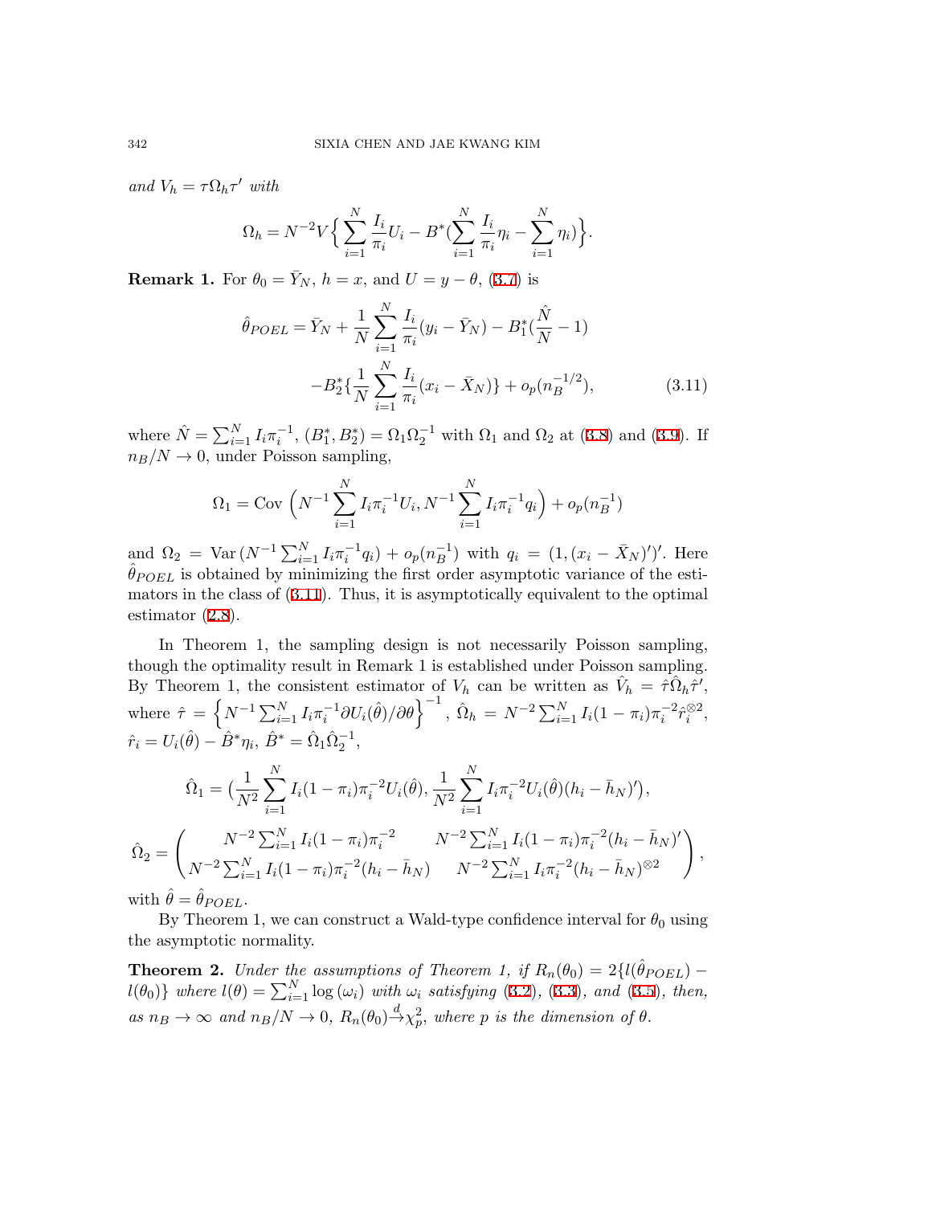*and* $V_h = \tau \Omega_h \tau'$ *with*

$$\Omega_h = N^{-2} V \Big\{ \sum_{i=1}^{N} \frac{I_i}{\pi_i} U_i - B^* (\sum_{i=1}^{N} \frac{I_i}{\pi_i} \eta_i - \sum_{i=1}^{N} \eta_i) \Big\}.$$

**Remark 1.** For $\theta_0 = \bar{Y}_N$, $h = x$, and $U = y - \theta$, (3.7) is

$$\begin{aligned}\hat{\theta}_{POEL} = {} & \bar{Y}_N + \frac{1}{N} \sum_{i=1}^{N} \frac{I_i}{\pi_i} (y_i - \bar{Y}_N) - B_1^* (\frac{\hat{N}}{N} - 1) \\ & - B_2^* \{ \frac{1}{N} \sum_{i=1}^{N} \frac{I_i}{\pi_i} (x_i - \bar{X}_N) \} + o_p(n_B^{-1/2}),\end{aligned} \tag{3.11}$$

where $\hat{N} = \sum_{i=1}^{N} I_i \pi_i^{-1}$, $(B_1^*, B_2^*) = \Omega_1 \Omega_2^{-1}$ with $\Omega_1$ and $\Omega_2$ at (3.8) and (3.9). If $n_B/N \to 0$, under Poisson sampling,

$$\Omega_1 = \text{Cov}\left( N^{-1} \sum_{i=1}^{N} I_i \pi_i^{-1} U_i, N^{-1} \sum_{i=1}^{N} I_i \pi_i^{-1} q_i \right) + o_p(n_B^{-1})$$

and $\Omega_2 = \text{Var}\,(N^{-1} \sum_{i=1}^{N} I_i \pi_i^{-1} q_i) + o_p(n_B^{-1})$ with $q_i = (1, (x_i - \bar{X}_N)')'$. Here $\hat{\theta}_{POEL}$ is obtained by minimizing the first order asymptotic variance of the estimators in the class of (3.11). Thus, it is asymptotically equivalent to the optimal estimator (2.8).

In Theorem 1, the sampling design is not necessarily Poisson sampling, though the optimality result in Remark 1 is established under Poisson sampling. By Theorem 1, the consistent estimator of $V_h$ can be written as $\hat{V}_h = \hat{\tau} \hat{\Omega}_h \hat{\tau}'$, where $\hat{\tau} = \left\{ N^{-1} \sum_{i=1}^{N} I_i \pi_i^{-1} \partial U_i(\hat{\theta}) / \partial \theta \right\}^{-1}$, $\hat{\Omega}_h = N^{-2} \sum_{i=1}^{N} I_i (1 - \pi_i) \pi_i^{-2} \hat{r}_i^{\otimes 2}$, $\hat{r}_i = U_i(\hat{\theta}) - \hat{B}^* \eta_i$, $\hat{B}^* = \hat{\Omega}_1 \hat{\Omega}_2^{-1}$,

$$\hat{\Omega}_1 = \big( \frac{1}{N^2} \sum_{i=1}^{N} I_i (1 - \pi_i) \pi_i^{-2} U_i(\hat{\theta}), \frac{1}{N^2} \sum_{i=1}^{N} I_i \pi_i^{-2} U_i(\hat{\theta}) (h_i - \bar{h}_N)' \big),$$

$$\hat{\Omega}_2 = \begin{pmatrix} N^{-2} \sum_{i=1}^{N} I_i (1 - \pi_i) \pi_i^{-2} & N^{-2} \sum_{i=1}^{N} I_i (1 - \pi_i) \pi_i^{-2} (h_i - \bar{h}_N)' \\ N^{-2} \sum_{i=1}^{N} I_i (1 - \pi_i) \pi_i^{-2} (h_i - \bar{h}_N) & N^{-2} \sum_{i=1}^{N} I_i \pi_i^{-2} (h_i - \bar{h}_N)^{\otimes 2} \end{pmatrix},$$

with $\hat{\theta} = \hat{\theta}_{POEL}$.

By Theorem 1, we can construct a Wald-type confidence interval for $\theta_0$ using the asymptotic normality.

**Theorem 2.** *Under the assumptions of Theorem 1, if* $R_n(\theta_0) = 2\{ l(\hat{\theta}_{POEL}) - l(\theta_0) \}$ *where* $l(\theta) = \sum_{i=1}^{N} \log(\omega_i)$ *with* $\omega_i$ *satisfying* (3.2), (3.3), *and* (3.5), *then, as* $n_B \to \infty$ *and* $n_B/N \to 0$, $R_n(\theta_0) \xrightarrow{d} \chi_p^2$, *where* $p$ *is the dimension of* $\theta$.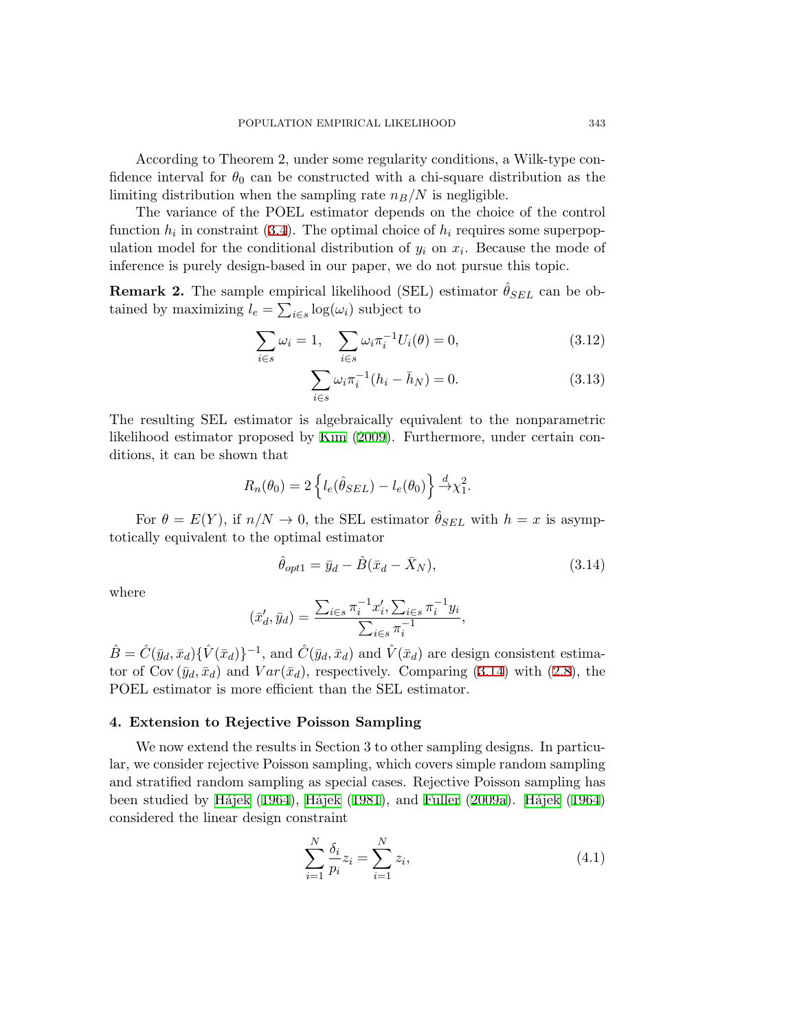According to Theorem 2, under some regularity conditions, a Wilk-type confidence interval for $\theta_0$ can be constructed with a chi-square distribution as the limiting distribution when the sampling rate $n_B/N$ is negligible.

The variance of the POEL estimator depends on the choice of the control function $h_i$ in constraint (3.4). The optimal choice of $h_i$ requires some superpopulation model for the conditional distribution of $y_i$ on $x_i$. Because the mode of inference is purely design-based in our paper, we do not pursue this topic.

**Remark 2.** The sample empirical likelihood (SEL) estimator $\hat{\theta}_{SEL}$ can be obtained by maximizing $l_e = \sum_{i \in s} \log(\omega_i)$ subject to

$$\sum_{i \in s} \omega_i = 1, \quad \sum_{i \in s} \omega_i \pi_i^{-1} U_i(\theta) = 0, \tag{3.12}$$

$$\sum_{i \in s} \omega_i \pi_i^{-1} (h_i - \bar{h}_N) = 0. \tag{3.13}$$

The resulting SEL estimator is algebraically equivalent to the nonparametric likelihood estimator proposed by Kim (2009). Furthermore, under certain conditions, it can be shown that

$$R_n(\theta_0) = 2\left\{ l_e(\hat{\theta}_{SEL}) - l_e(\theta_0) \right\} \xrightarrow{d} \chi_1^2.$$

For $\theta = E(Y)$, if $n/N \to 0$, the SEL estimator $\hat{\theta}_{SEL}$ with $h = x$ is asymptotically equivalent to the optimal estimator

$$\hat{\theta}_{opt1} = \bar{y}_d - \hat{B}(\bar{x}_d - \bar{X}_N), \tag{3.14}$$

where

$$(\bar{x}_d', \bar{y}_d) = \frac{\sum_{i \in s} \pi_i^{-1} x_i', \sum_{i \in s} \pi_i^{-1} y_i}{\sum_{i \in s} \pi_i^{-1}},$$

$\hat{B} = \hat{C}(\bar{y}_d, \bar{x}_d)\{\hat{V}(\bar{x}_d)\}^{-1}$, and $\hat{C}(\bar{y}_d, \bar{x}_d)$ and $\hat{V}(\bar{x}_d)$ are design consistent estimator of $\mathrm{Cov}\,(\bar{y}_d, \bar{x}_d)$ and $Var(\bar{x}_d)$, respectively. Comparing (3.14) with (2.8), the POEL estimator is more efficient than the SEL estimator.

## 4. Extension to Rejective Poisson Sampling

We now extend the results in Section 3 to other sampling designs. In particular, we consider rejective Poisson sampling, which covers simple random sampling and stratified random sampling as special cases. Rejective Poisson sampling has been studied by Hájek (1964), Hájek (1981), and Fuller (2009a). Hájek (1964) considered the linear design constraint

$$\sum_{i=1}^{N} \frac{\delta_i}{p_i} z_i = \sum_{i=1}^{N} z_i, \tag{4.1}$$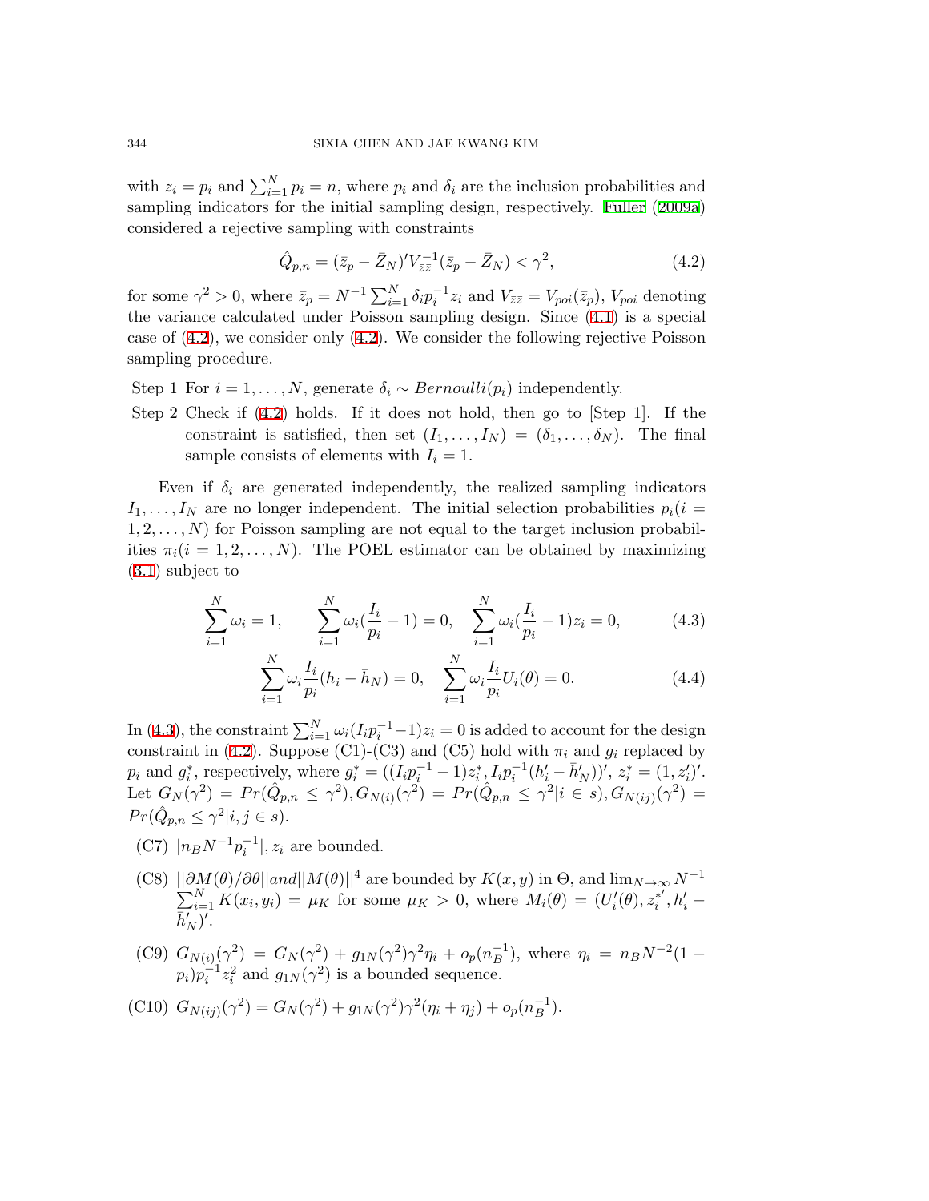with $z_i = p_i$ and $\sum_{i=1}^N p_i = n$, where $p_i$ and $\delta_i$ are the inclusion probabilities and sampling indicators for the initial sampling design, respectively. Fuller (2009a) considered a rejective sampling with constraints

$$\hat{Q}_{p,n} = (\bar{z}_p - \bar{Z}_N)' V_{\bar{z}\bar{z}}^{-1} (\bar{z}_p - \bar{Z}_N) < \gamma^2, \tag{4.2}$$

for some $\gamma^2 > 0$, where $\bar{z}_p = N^{-1} \sum_{i=1}^N \delta_i p_i^{-1} z_i$ and $V_{\bar{z}\bar{z}} = V_{poi}(\bar{z}_p)$, $V_{poi}$ denoting the variance calculated under Poisson sampling design. Since (4.1) is a special case of (4.2), we consider only (4.2). We consider the following rejective Poisson sampling procedure.

Step 1 For $i = 1, \ldots, N$, generate $\delta_i \sim Bernoulli(p_i)$ independently.

Step 2 Check if (4.2) holds. If it does not hold, then go to [Step 1]. If the constraint is satisfied, then set $(I_1, \ldots, I_N) = (\delta_1, \ldots, \delta_N)$. The final sample consists of elements with $I_i = 1$.

Even if $\delta_i$ are generated independently, the realized sampling indicators $I_1, \ldots, I_N$ are no longer independent. The initial selection probabilities $p_i (i = 1, 2, \ldots, N)$ for Poisson sampling are not equal to the target inclusion probabilities $\pi_i (i = 1, 2, \ldots, N)$. The POEL estimator can be obtained by maximizing (3.1) subject to

$$\sum_{i=1}^N \omega_i = 1, \qquad \sum_{i=1}^N \omega_i (\frac{I_i}{p_i} - 1) = 0, \quad \sum_{i=1}^N \omega_i (\frac{I_i}{p_i} - 1) z_i = 0, \tag{4.3}$$

$$\sum_{i=1}^N \omega_i \frac{I_i}{p_i} (h_i - \bar{h}_N) = 0, \quad \sum_{i=1}^N \omega_i \frac{I_i}{p_i} U_i(\theta) = 0. \tag{4.4}$$

In (4.3), the constraint $\sum_{i=1}^N \omega_i (I_i p_i^{-1} - 1) z_i = 0$ is added to account for the design constraint in (4.2). Suppose (C1)-(C3) and (C5) hold with $\pi_i$ and $g_i$ replaced by $p_i$ and $g_i^*$, respectively, where $g_i^* = ((I_i p_i^{-1} - 1) z_i^*, I_i p_i^{-1} (h_i' - \bar{h}_N'))'$, $z_i^* = (1, z_i')'$. Let $G_N(\gamma^2) = Pr(\hat{Q}_{p,n} \leq \gamma^2), G_{N(i)}(\gamma^2) = Pr(\hat{Q}_{p,n} \leq \gamma^2 | i \in s), G_{N(ij)}(\gamma^2) = Pr(\hat{Q}_{p,n} \leq \gamma^2 | i, j \in s)$.

(C7) $|n_B N^{-1} p_i^{-1}|, z_i$ are bounded.

(C8) $||\partial M(\theta)/\partial \theta|| and ||M(\theta)||^4$ are bounded by $K(x, y)$ in $\Theta$, and $\lim_{N \to \infty} N^{-1} \sum_{i=1}^N K(x_i, y_i) = \mu_K$ for some $\mu_K > 0$, where $M_i(\theta) = (U_i'(\theta), z_i^{*'}, h_i' - \bar{h}_N')'$.

(C9) $G_{N(i)}(\gamma^2) = G_N(\gamma^2) + g_{1N}(\gamma^2)\gamma^2 \eta_i + o_p(n_B^{-1})$, where $\eta_i = n_B N^{-2} (1 - p_i) p_i^{-1} z_i^2$ and $g_{1N}(\gamma^2)$ is a bounded sequence.

(C10) $G_{N(ij)}(\gamma^2) = G_N(\gamma^2) + g_{1N}(\gamma^2)\gamma^2 (\eta_i + \eta_j) + o_p(n_B^{-1})$.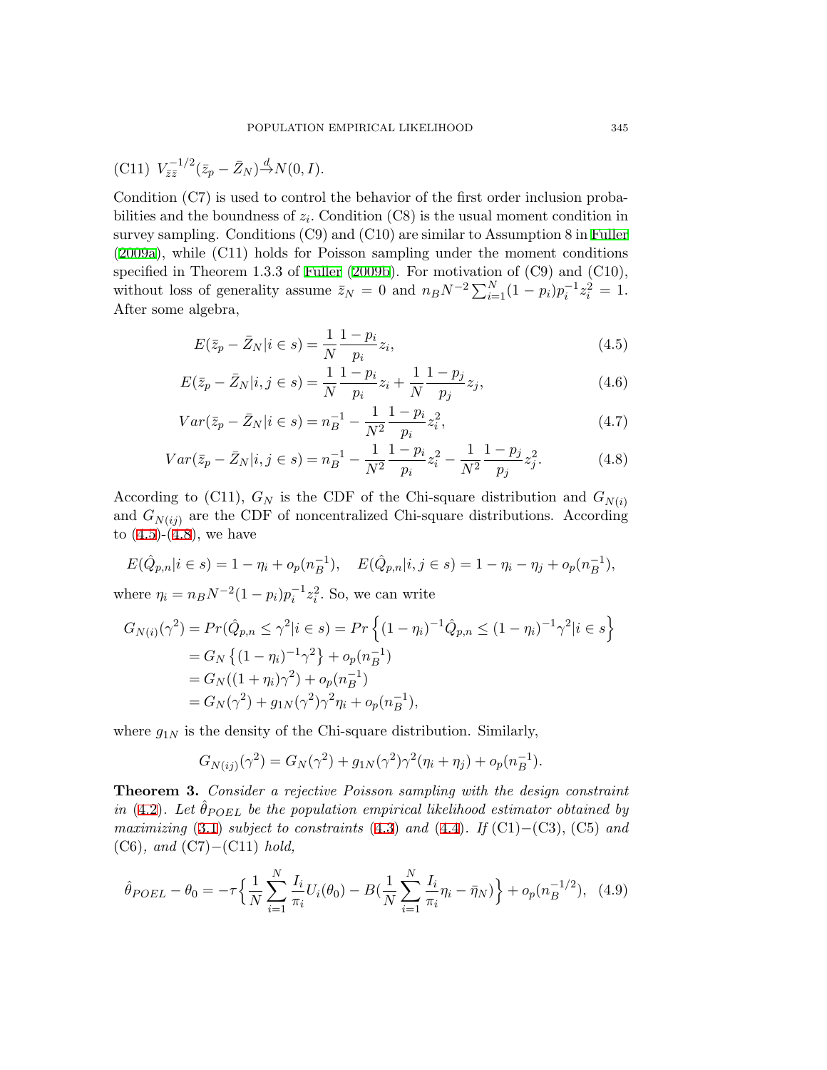(C11) $V_{\bar{z}\bar{z}}^{-1/2}(\bar{z}_p - \bar{Z}_N) \xrightarrow{d} N(0, I)$.

Condition (C7) is used to control the behavior of the first order inclusion probabilities and the boundness of $z_i$. Condition (C8) is the usual moment condition in survey sampling. Conditions (C9) and (C10) are similar to Assumption 8 in Fuller (2009a), while (C11) holds for Poisson sampling under the moment conditions specified in Theorem 1.3.3 of Fuller (2009b). For motivation of (C9) and (C10), without loss of generality assume $\bar{z}_N = 0$ and $n_B N^{-2} \sum_{i=1}^{N}(1-p_i)p_i^{-1}z_i^2 = 1$. After some algebra,

$$E(\bar{z}_p - \bar{Z}_N | i \in s) = \frac{1}{N}\frac{1-p_i}{p_i}z_i, \tag{4.5}$$

$$E(\bar{z}_p - \bar{Z}_N | i, j \in s) = \frac{1}{N}\frac{1-p_i}{p_i}z_i + \frac{1}{N}\frac{1-p_j}{p_j}z_j, \tag{4.6}$$

$$Var(\bar{z}_p - \bar{Z}_N | i \in s) = n_B^{-1} - \frac{1}{N^2}\frac{1-p_i}{p_i}z_i^2, \tag{4.7}$$

$$Var(\bar{z}_p - \bar{Z}_N | i, j \in s) = n_B^{-1} - \frac{1}{N^2}\frac{1-p_i}{p_i}z_i^2 - \frac{1}{N^2}\frac{1-p_j}{p_j}z_j^2. \tag{4.8}$$

According to (C11), $G_N$ is the CDF of the Chi-square distribution and $G_{N(i)}$ and $G_{N(ij)}$ are the CDF of noncentralized Chi-square distributions. According to (4.5)-(4.8), we have

$$E(\hat{Q}_{p,n} | i \in s) = 1 - \eta_i + o_p(n_B^{-1}), \quad E(\hat{Q}_{p,n} | i, j \in s) = 1 - \eta_i - \eta_j + o_p(n_B^{-1}),$$

where $\eta_i = n_B N^{-2}(1-p_i)p_i^{-1}z_i^2$. So, we can write

$$\begin{aligned}
G_{N(i)}(\gamma^2) &= Pr(\hat{Q}_{p,n} \leq \gamma^2 | i \in s) = Pr\left\{(1-\eta_i)^{-1}\hat{Q}_{p,n} \leq (1-\eta_i)^{-1}\gamma^2 | i \in s\right\} \\
&= G_N\left\{(1-\eta_i)^{-1}\gamma^2\right\} + o_p(n_B^{-1}) \\
&= G_N((1+\eta_i)\gamma^2) + o_p(n_B^{-1}) \\
&= G_N(\gamma^2) + g_{1N}(\gamma^2)\gamma^2\eta_i + o_p(n_B^{-1}),
\end{aligned}$$

where $g_{1N}$ is the density of the Chi-square distribution. Similarly,

$$G_{N(ij)}(\gamma^2) = G_N(\gamma^2) + g_{1N}(\gamma^2)\gamma^2(\eta_i + \eta_j) + o_p(n_B^{-1}).$$

**Theorem 3.** *Consider a rejective Poisson sampling with the design constraint in (4.2). Let $\hat{\theta}_{POEL}$ be the population empirical likelihood estimator obtained by maximizing (3.1) subject to constraints (4.3) and (4.4). If* (C1)−(C3), (C5) *and* (C6), *and* (C7)−(C11) *hold,*

$$\hat{\theta}_{POEL} - \theta_0 = -\tau\Big\{\frac{1}{N}\sum_{i=1}^{N}\frac{I_i}{\pi_i}U_i(\theta_0) - B\big(\frac{1}{N}\sum_{i=1}^{N}\frac{I_i}{\pi_i}\eta_i - \bar{\eta}_N\big)\Big\} + o_p(n_B^{-1/2}), \tag{4.9}$$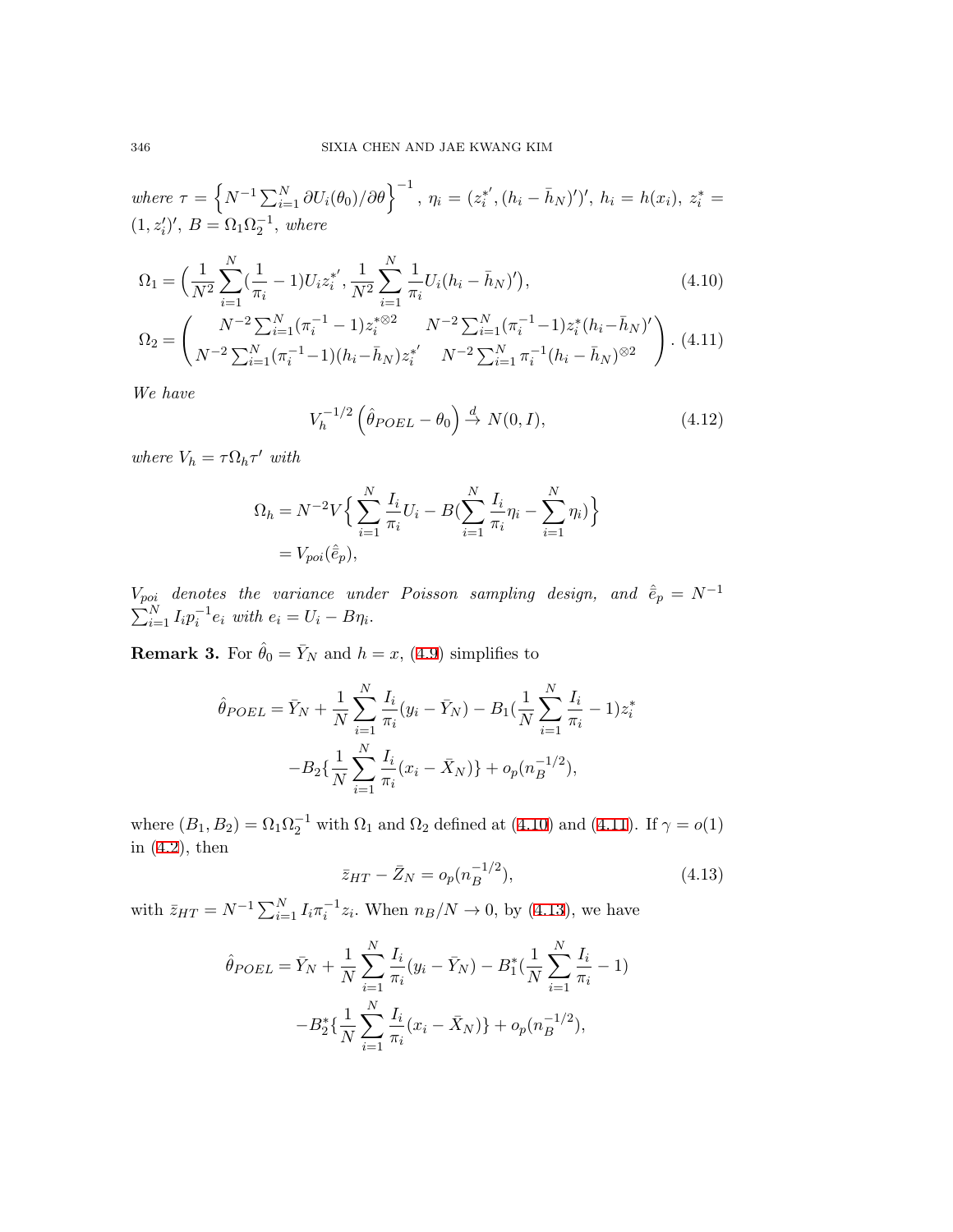*where* $\tau = \left\{N^{-1}\sum_{i=1}^N \partial U_i(\theta_0)/\partial\theta\right\}^{-1}$, $\eta_i = (z_i^{*'}, (h_i - \bar{h}_N)')'$, $h_i = h(x_i)$, $z_i^* = (1, z_i')'$, $B = \Omega_1\Omega_2^{-1}$, *where*

$$\Omega_1 = \Big(\frac{1}{N^2}\sum_{i=1}^N (\frac{1}{\pi_i} - 1)U_i z_i^{*'}, \frac{1}{N^2}\sum_{i=1}^N \frac{1}{\pi_i}U_i(h_i - \bar{h}_N)'\Big), \tag{4.10}$$

$$\Omega_2 = \begin{pmatrix} N^{-2}\sum_{i=1}^N(\pi_i^{-1} - 1)z_i^{*\otimes 2} & N^{-2}\sum_{i=1}^N(\pi_i^{-1}-1)z_i^*(h_i - \bar{h}_N)' \\ N^{-2}\sum_{i=1}^N(\pi_i^{-1}-1)(h_i - \bar{h}_N)z_i^{*'} & N^{-2}\sum_{i=1}^N \pi_i^{-1}(h_i - \bar{h}_N)^{\otimes 2}\end{pmatrix}. \tag{4.11}$$

*We have*

$$V_h^{-1/2}\left(\hat{\theta}_{POEL} - \theta_0\right) \xrightarrow{d} N(0, I), \tag{4.12}$$

*where* $V_h = \tau\Omega_h\tau'$ *with*

$$\begin{aligned}\Omega_h &= N^{-2}V\Big\{\sum_{i=1}^N \frac{I_i}{\pi_i}U_i - B(\sum_{i=1}^N \frac{I_i}{\pi_i}\eta_i - \sum_{i=1}^N \eta_i)\Big\} \\ &= V_{poi}(\hat{\bar{e}}_p),\end{aligned}$$

$V_{poi}$ *denotes the variance under Poisson sampling design, and* $\hat{\bar{e}}_p = N^{-1}\sum_{i=1}^N I_i p_i^{-1} e_i$ *with* $e_i = U_i - B\eta_i$.

**Remark 3.** For $\hat{\theta}_0 = \bar{Y}_N$ and $h = x$, (4.9) simplifies to

$$\begin{aligned}\hat{\theta}_{POEL} = \bar{Y}_N &+ \frac{1}{N}\sum_{i=1}^N \frac{I_i}{\pi_i}(y_i - \bar{Y}_N) - B_1(\frac{1}{N}\sum_{i=1}^N \frac{I_i}{\pi_i} - 1)z_i^* \\ &- B_2\{\frac{1}{N}\sum_{i=1}^N \frac{I_i}{\pi_i}(x_i - \bar{X}_N)\} + o_p(n_B^{-1/2}),\end{aligned}$$

where $(B_1, B_2) = \Omega_1\Omega_2^{-1}$ with $\Omega_1$ and $\Omega_2$ defined at (4.10) and (4.11). If $\gamma = o(1)$ in (4.2), then

$$\bar{z}_{HT} - \bar{Z}_N = o_p(n_B^{-1/2}), \tag{4.13}$$

with $\bar{z}_{HT} = N^{-1}\sum_{i=1}^N I_i\pi_i^{-1}z_i$. When $n_B/N \to 0$, by (4.13), we have

$$\begin{aligned}\hat{\theta}_{POEL} = \bar{Y}_N &+ \frac{1}{N}\sum_{i=1}^N \frac{I_i}{\pi_i}(y_i - \bar{Y}_N) - B_1^*(\frac{1}{N}\sum_{i=1}^N \frac{I_i}{\pi_i} - 1) \\ &- B_2^*\{\frac{1}{N}\sum_{i=1}^N \frac{I_i}{\pi_i}(x_i - \bar{X}_N)\} + o_p(n_B^{-1/2}),\end{aligned}$$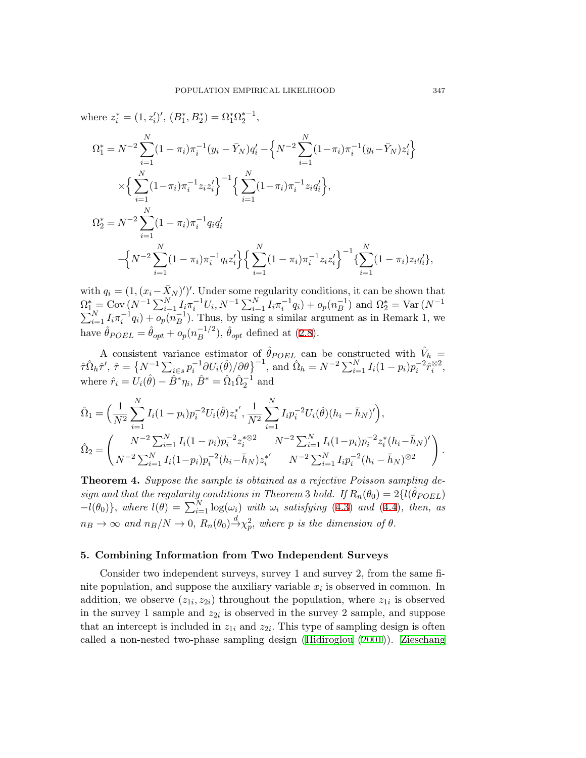where $z_i^* = (1, z_i')'$, $(B_1^*, B_2^*) = \Omega_1^* \Omega_2^{*-1}$,

$$
\begin{aligned}
\Omega_1^* &= N^{-2} \sum_{i=1}^{N} (1-\pi_i)\pi_i^{-1}(y_i - \bar{Y}_N) q_i' - \Big\{ N^{-2} \sum_{i=1}^{N} (1-\pi_i)\pi_i^{-1}(y_i - \bar{Y}_N) z_i' \Big\} \\
&\quad \times \Big\{ \sum_{i=1}^{N} (1-\pi_i)\pi_i^{-1} z_i z_i' \Big\}^{-1} \Big\{ \sum_{i=1}^{N} (1-\pi_i)\pi_i^{-1} z_i q_i' \Big\}, \\
\Omega_2^* &= N^{-2} \sum_{i=1}^{N} (1-\pi_i)\pi_i^{-1} q_i q_i' \\
&\quad - \Big\{ N^{-2} \sum_{i=1}^{N} (1-\pi_i)\pi_i^{-1} q_i z_i' \Big\} \Big\{ \sum_{i=1}^{N} (1-\pi_i)\pi_i^{-1} z_i z_i' \Big\}^{-1} \{ \sum_{i=1}^{N} (1-\pi_i) z_i q_i' \},
\end{aligned}
$$

with $q_i = (1, (x_i - \bar{X}_N)')'$. Under some regularity conditions, it can be shown that $\Omega_1^* = \mathrm{Cov}\,(N^{-1}\sum_{i=1}^{N} I_i \pi_i^{-1} U_i, N^{-1}\sum_{i=1}^{N} I_i \pi_i^{-1} q_i) + o_p(n_B^{-1})$ and $\Omega_2^* = \mathrm{Var}\,(N^{-1} \sum_{i=1}^{N} I_i \pi_i^{-1} q_i) + o_p(n_B^{-1})$. Thus, by using a similar argument as in Remark 1, we have $\hat{\theta}_{POEL} = \hat{\theta}_{opt} + o_p(n_B^{-1/2})$, $\hat{\theta}_{opt}$ defined at (2.8).

A consistent variance estimator of $\hat{\theta}_{POEL}$ can be constructed with $\hat{V}_h = \hat{\tau}\hat{\Omega}_h\hat{\tau}'$, $\hat{\tau} = \big\{ N^{-1}\sum_{i \in s} p_i^{-1} \partial U_i(\hat{\theta})/\partial\theta \big\}^{-1}$, and $\hat{\Omega}_h = N^{-2}\sum_{i=1}^{N} I_i(1-p_i)p_i^{-2}\hat{r}_i^{\otimes 2}$, where $\hat{r}_i = U_i(\hat{\theta}) - \hat{B}^*\eta_i$, $\hat{B}^* = \hat{\Omega}_1\hat{\Omega}_2^{-1}$ and

$$
\begin{aligned}
\hat{\Omega}_1 &= \Big( \frac{1}{N^2} \sum_{i=1}^{N} I_i(1-p_i)p_i^{-2} U_i(\hat{\theta}) z_i^{*'}, \frac{1}{N^2} \sum_{i=1}^{N} I_i p_i^{-2} U_i(\hat{\theta})(h_i - \bar{h}_N)' \Big), \\
\hat{\Omega}_2 &= \begin{pmatrix} N^{-2}\sum_{i=1}^{N} I_i(1-p_i)p_i^{-2} z_i^{*\otimes 2} & N^{-2}\sum_{i=1}^{N} I_i(1-p_i)p_i^{-2} z_i^*(h_i - \bar{h}_N)' \\ N^{-2}\sum_{i=1}^{N} I_i(1-p_i)p_i^{-2}(h_i - \bar{h}_N) z_i^{*'} & N^{-2}\sum_{i=1}^{N} I_i p_i^{-2}(h_i - \bar{h}_N)^{\otimes 2} \end{pmatrix}.
\end{aligned}
$$

**Theorem 4.** *Suppose the sample is obtained as a rejective Poisson sampling design and that the regularity conditions in Theorem 3 hold. If $R_n(\theta_0) = 2\{l(\hat{\theta}_{POEL}) - l(\theta_0)\}$, where $l(\theta) = \sum_{i=1}^{N} \log(\omega_i)$ with $\omega_i$ satisfying (4.3) and (4.4), then, as $n_B \to \infty$ and $n_B/N \to 0$, $R_n(\theta_0) \xrightarrow{d} \chi_p^2$, where $p$ is the dimension of $\theta$.*

## 5. Combining Information from Two Independent Surveys

Consider two independent surveys, survey 1 and survey 2, from the same finite population, and suppose the auxiliary variable $x_i$ is observed in common. In addition, we observe $(z_{1i}, z_{2i})$ throughout the population, where $z_{1i}$ is observed in the survey 1 sample and $z_{2i}$ is observed in the survey 2 sample, and suppose that an intercept is included in $z_{1i}$ and $z_{2i}$. This type of sampling design is often called a non-nested two-phase sampling design (Hidiroglou (2001)). Zieschang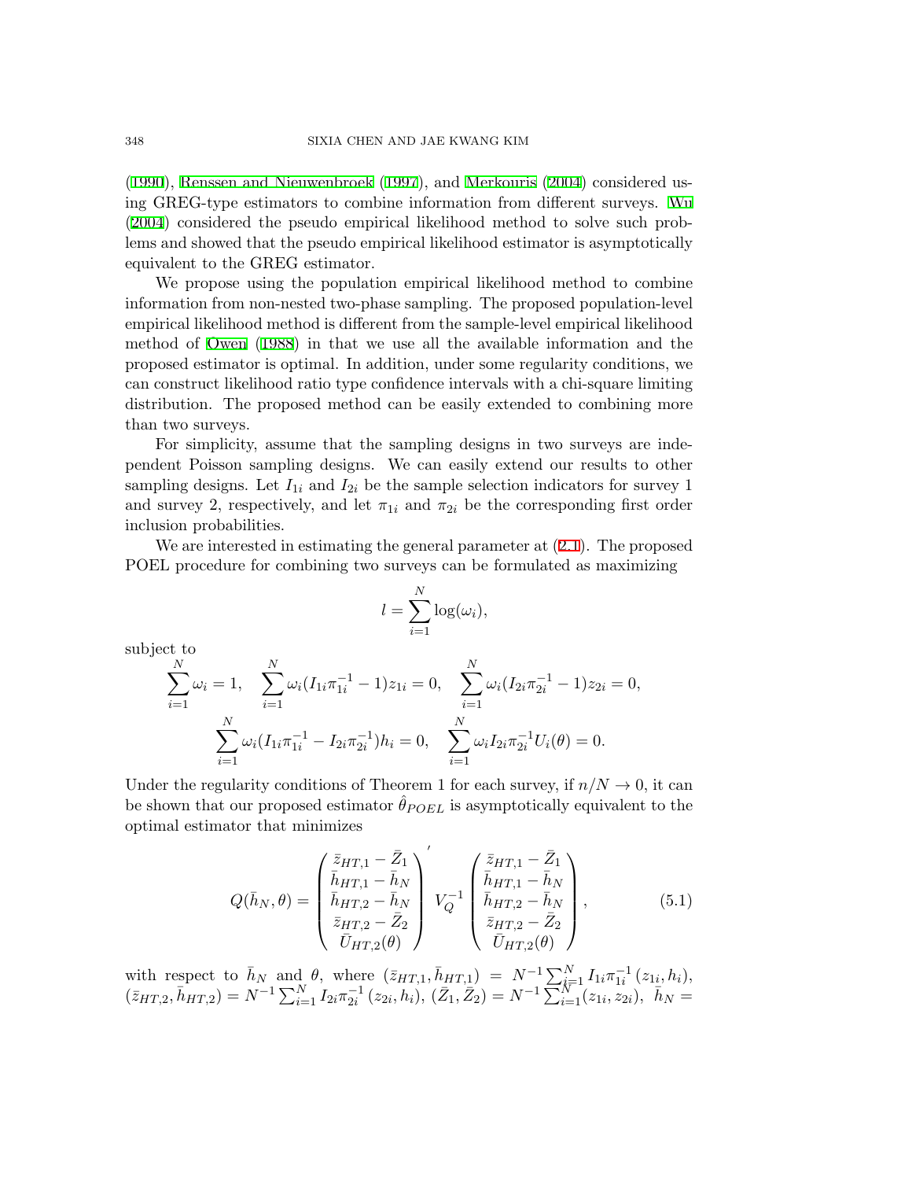(1990), Renssen and Nieuwenbroek (1997), and Merkouris (2004) considered using GREG-type estimators to combine information from different surveys. Wu (2004) considered the pseudo empirical likelihood method to solve such problems and showed that the pseudo empirical likelihood estimator is asymptotically equivalent to the GREG estimator.

We propose using the population empirical likelihood method to combine information from non-nested two-phase sampling. The proposed population-level empirical likelihood method is different from the sample-level empirical likelihood method of Owen (1988) in that we use all the available information and the proposed estimator is optimal. In addition, under some regularity conditions, we can construct likelihood ratio type confidence intervals with a chi-square limiting distribution. The proposed method can be easily extended to combining more than two surveys.

For simplicity, assume that the sampling designs in two surveys are independent Poisson sampling designs. We can easily extend our results to other sampling designs. Let $I_{1i}$ and $I_{2i}$ be the sample selection indicators for survey 1 and survey 2, respectively, and let $\pi_{1i}$ and $\pi_{2i}$ be the corresponding first order inclusion probabilities.

We are interested in estimating the general parameter at (2.1). The proposed POEL procedure for combining two surveys can be formulated as maximizing

$$l = \sum_{i=1}^{N} \log(\omega_i),$$

subject to

$$\sum_{i=1}^{N} \omega_i = 1, \quad \sum_{i=1}^{N} \omega_i (I_{1i}\pi_{1i}^{-1} - 1) z_{1i} = 0, \quad \sum_{i=1}^{N} \omega_i (I_{2i}\pi_{2i}^{-1} - 1) z_{2i} = 0,$$
$$\sum_{i=1}^{N} \omega_i (I_{1i}\pi_{1i}^{-1} - I_{2i}\pi_{2i}^{-1}) h_i = 0, \quad \sum_{i=1}^{N} \omega_i I_{2i}\pi_{2i}^{-1} U_i(\theta) = 0.$$

Under the regularity conditions of Theorem 1 for each survey, if $n/N \to 0$, it can be shown that our proposed estimator $\hat{\theta}_{POEL}$ is asymptotically equivalent to the optimal estimator that minimizes

$$Q(\bar{h}_N, \theta) = \begin{pmatrix} \bar{z}_{HT,1} - \bar{Z}_1 \\ \bar{h}_{HT,1} - \bar{h}_N \\ \bar{h}_{HT,2} - \bar{h}_N \\ \bar{z}_{HT,2} - \bar{Z}_2 \\ \bar{U}_{HT,2}(\theta) \end{pmatrix}' V_Q^{-1} \begin{pmatrix} \bar{z}_{HT,1} - \bar{Z}_1 \\ \bar{h}_{HT,1} - \bar{h}_N \\ \bar{h}_{HT,2} - \bar{h}_N \\ \bar{z}_{HT,2} - \bar{Z}_2 \\ \bar{U}_{HT,2}(\theta) \end{pmatrix}, \tag{5.1}$$

with respect to $\bar{h}_N$ and $\theta$, where $(\bar{z}_{HT,1}, \bar{h}_{HT,1}) = N^{-1}\sum_{i=1}^{N} I_{1i}\pi_{1i}^{-1}(z_{1i}, h_i)$, $(\bar{z}_{HT,2}, \bar{h}_{HT,2}) = N^{-1}\sum_{i=1}^{N} I_{2i}\pi_{2i}^{-1}(z_{2i}, h_i)$, $(\bar{Z}_1, \bar{Z}_2) = N^{-1}\sum_{i=1}^{N}(z_{1i}, z_{2i})$, $\bar{h}_N =$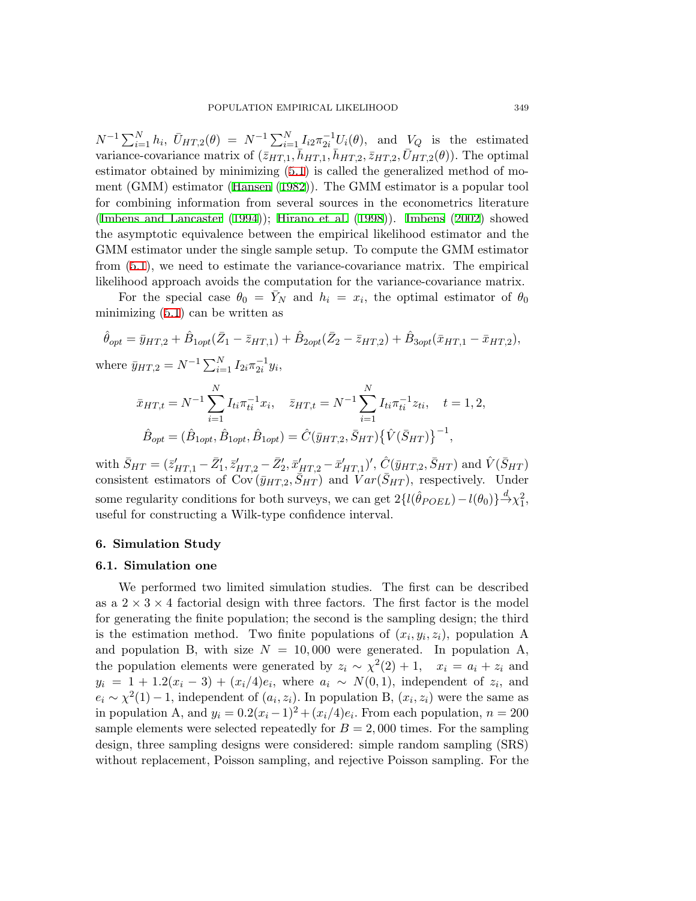$N^{-1}\sum_{i=1}^N h_i$, $\bar{U}_{HT,2}(\theta) = N^{-1}\sum_{i=1}^N I_{i2}\pi_{2i}^{-1}U_i(\theta)$, and $V_Q$ is the estimated variance-covariance matrix of $(\bar{z}_{HT,1}, \bar{h}_{HT,1}, \bar{h}_{HT,2}, \bar{z}_{HT,2}, \bar{U}_{HT,2}(\theta))$. The optimal estimator obtained by minimizing (5.1) is called the generalized method of moment (GMM) estimator (Hansen (1982)). The GMM estimator is a popular tool for combining information from several sources in the econometrics literature (Imbens and Lancaster (1994)); Hirano et al. (1998)). Imbens (2002) showed the asymptotic equivalence between the empirical likelihood estimator and the GMM estimator under the single sample setup. To compute the GMM estimator from (5.1), we need to estimate the variance-covariance matrix. The empirical likelihood approach avoids the computation for the variance-covariance matrix.

For the special case $\theta_0 = \bar{Y}_N$ and $h_i = x_i$, the optimal estimator of $\theta_0$ minimizing (5.1) can be written as

$$\hat{\theta}_{opt} = \bar{y}_{HT,2} + \hat{B}_{1opt}(\bar{Z}_1 - \bar{z}_{HT,1}) + \hat{B}_{2opt}(\bar{Z}_2 - \bar{z}_{HT,2}) + \hat{B}_{3opt}(\bar{x}_{HT,1} - \bar{x}_{HT,2}),$$

where $\bar{y}_{HT,2} = N^{-1}\sum_{i=1}^N I_{2i}\pi_{2i}^{-1}y_i$,

$$\bar{x}_{HT,t} = N^{-1}\sum_{i=1}^N I_{ti}\pi_{ti}^{-1}x_i, \quad \bar{z}_{HT,t} = N^{-1}\sum_{i=1}^N I_{ti}\pi_{ti}^{-1}z_{ti}, \quad t = 1, 2,$$

$$\hat{B}_{opt} = (\hat{B}_{1opt}, \hat{B}_{1opt}, \hat{B}_{1opt}) = \hat{C}(\bar{y}_{HT,2}, \bar{S}_{HT})\{\hat{V}(\bar{S}_{HT})\}^{-1},$$

with $\bar{S}_{HT} = (\bar{z}'_{HT,1} - \bar{Z}'_1, \bar{z}'_{HT,2} - \bar{Z}'_2, \bar{x}'_{HT,2} - \bar{x}'_{HT,1})'$, $\hat{C}(\bar{y}_{HT,2}, \bar{S}_{HT})$ and $\hat{V}(\bar{S}_{HT})$ consistent estimators of $\mathrm{Cov}(\bar{y}_{HT,2}, \bar{S}_{HT})$ and $Var(\bar{S}_{HT})$, respectively. Under some regularity conditions for both surveys, we can get $2\{l(\hat{\theta}_{POEL}) - l(\theta_0)\} \xrightarrow{d} \chi_1^2$, useful for constructing a Wilk-type confidence interval.

## 6. Simulation Study

### 6.1. Simulation one

We performed two limited simulation studies. The first can be described as a $2 \times 3 \times 4$ factorial design with three factors. The first factor is the model for generating the finite population; the second is the sampling design; the third is the estimation method. Two finite populations of $(x_i, y_i, z_i)$, population A and population B, with size $N = 10,000$ were generated. In population A, the population elements were generated by $z_i \sim \chi^2(2) + 1$, $x_i = a_i + z_i$ and $y_i = 1 + 1.2(x_i - 3) + (x_i/4)e_i$, where $a_i \sim N(0, 1)$, independent of $z_i$, and $e_i \sim \chi^2(1) - 1$, independent of $(a_i, z_i)$. In population B, $(x_i, z_i)$ were the same as in population A, and $y_i = 0.2(x_i - 1)^2 + (x_i/4)e_i$. From each population, $n = 200$ sample elements were selected repeatedly for $B = 2,000$ times. For the sampling design, three sampling designs were considered: simple random sampling (SRS) without replacement, Poisson sampling, and rejective Poisson sampling. For the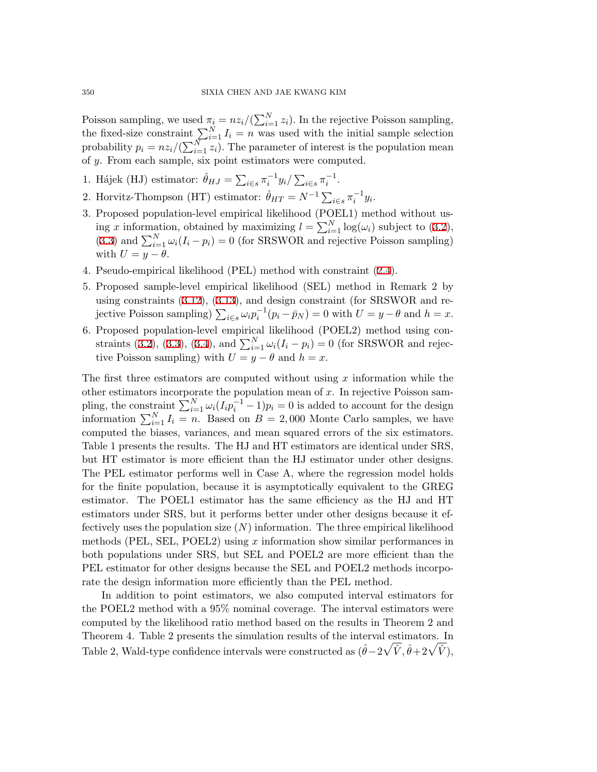Poisson sampling, we used $\pi_i = nz_i/(\sum_{i=1}^N z_i)$. In the rejective Poisson sampling, the fixed-size constraint $\sum_{i=1}^N I_i = n$ was used with the initial sample selection probability $p_i = nz_i/(\sum_{i=1}^N z_i)$. The parameter of interest is the population mean of $y$. From each sample, six point estimators were computed.

1. Hájek (HJ) estimator: $\hat{\theta}_{HJ} = \sum_{i\in s} \pi_i^{-1} y_i / \sum_{i\in s} \pi_i^{-1}$.
2. Horvitz-Thompson (HT) estimator: $\hat{\theta}_{HT} = N^{-1} \sum_{i\in s} \pi_i^{-1} y_i$.
3. Proposed population-level empirical likelihood (POEL1) method without using $x$ information, obtained by maximizing $l = \sum_{i=1}^N \log(\omega_i)$ subject to (3.2), (3.3) and $\sum_{i=1}^N \omega_i (I_i - p_i) = 0$ (for SRSWOR and rejective Poisson sampling) with $U = y - \theta$.
4. Pseudo-empirical likelihood (PEL) method with constraint (2.4).
5. Proposed sample-level empirical likelihood (SEL) method in Remark 2 by using constraints (3.12), (3.13), and design constraint (for SRSWOR and rejective Poisson sampling) $\sum_{i\in s} \omega_i p_i^{-1}(p_i - \bar{p}_N) = 0$ with $U = y - \theta$ and $h = x$.
6. Proposed population-level empirical likelihood (POEL2) method using constraints (3.2), (3.3), (3.4), and $\sum_{i=1}^N \omega_i (I_i - p_i) = 0$ (for SRSWOR and rejective Poisson sampling) with $U = y - \theta$ and $h = x$.

The first three estimators are computed without using $x$ information while the other estimators incorporate the population mean of $x$. In rejective Poisson sampling, the constraint $\sum_{i=1}^N \omega_i (I_i p_i^{-1} - 1) p_i = 0$ is added to account for the design information $\sum_{i=1}^N I_i = n$. Based on $B = 2{,}000$ Monte Carlo samples, we have computed the biases, variances, and mean squared errors of the six estimators. Table 1 presents the results. The HJ and HT estimators are identical under SRS, but HT estimator is more efficient than the HJ estimator under other designs. The PEL estimator performs well in Case A, where the regression model holds for the finite population, because it is asymptotically equivalent to the GREG estimator. The POEL1 estimator has the same efficiency as the HJ and HT estimators under SRS, but it performs better under other designs because it effectively uses the population size ($N$) information. The three empirical likelihood methods (PEL, SEL, POEL2) using $x$ information show similar performances in both populations under SRS, but SEL and POEL2 are more efficient than the PEL estimator for other designs because the SEL and POEL2 methods incorporate the design information more efficiently than the PEL method.

In addition to point estimators, we also computed interval estimators for the POEL2 method with a 95% nominal coverage. The interval estimators were computed by the likelihood ratio method based on the results in Theorem 2 and Theorem 4. Table 2 presents the simulation results of the interval estimators. In Table 2, Wald-type confidence intervals were constructed as $(\hat{\theta} - 2\sqrt{\hat{V}}, \hat{\theta} + 2\sqrt{\hat{V}})$,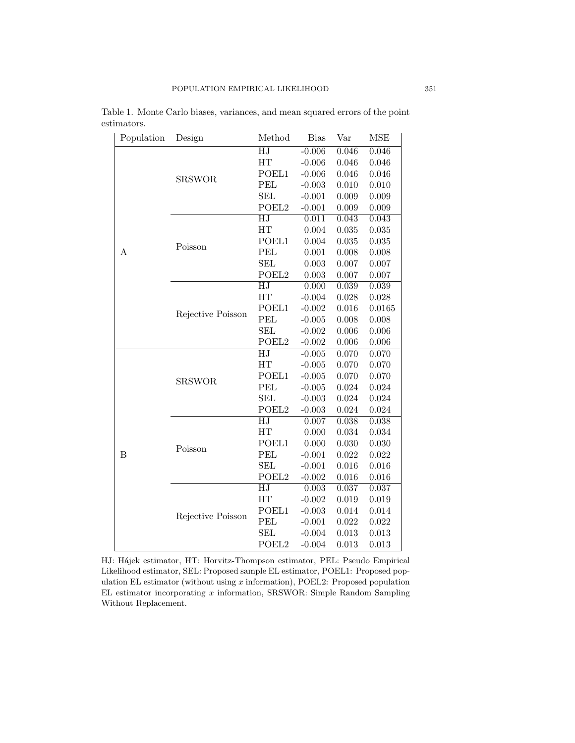Table 1. Monte Carlo biases, variances, and mean squared errors of the point estimators.

| Population | Design | Method | Bias | Var | MSE |
|---|---|---|---|---|---|
| A | SRSWOR | HJ | -0.006 | 0.046 | 0.046 |
| | | HT | -0.006 | 0.046 | 0.046 |
| | | POEL1 | -0.006 | 0.046 | 0.046 |
| | | PEL | -0.003 | 0.010 | 0.010 |
| | | SEL | -0.001 | 0.009 | 0.009 |
| | | POEL2 | -0.001 | 0.009 | 0.009 |
| | Poisson | HJ | 0.011 | 0.043 | 0.043 |
| | | HT | 0.004 | 0.035 | 0.035 |
| | | POEL1 | 0.004 | 0.035 | 0.035 |
| | | PEL | 0.001 | 0.008 | 0.008 |
| | | SEL | 0.003 | 0.007 | 0.007 |
| | | POEL2 | 0.003 | 0.007 | 0.007 |
| | Rejective Poisson | HJ | 0.000 | 0.039 | 0.039 |
| | | HT | -0.004 | 0.028 | 0.028 |
| | | POEL1 | -0.002 | 0.016 | 0.0165 |
| | | PEL | -0.005 | 0.008 | 0.008 |
| | | SEL | -0.002 | 0.006 | 0.006 |
| | | POEL2 | -0.002 | 0.006 | 0.006 |
| B | SRSWOR | HJ | -0.005 | 0.070 | 0.070 |
| | | HT | -0.005 | 0.070 | 0.070 |
| | | POEL1 | -0.005 | 0.070 | 0.070 |
| | | PEL | -0.005 | 0.024 | 0.024 |
| | | SEL | -0.003 | 0.024 | 0.024 |
| | | POEL2 | -0.003 | 0.024 | 0.024 |
| | Poisson | HJ | 0.007 | 0.038 | 0.038 |
| | | HT | 0.000 | 0.034 | 0.034 |
| | | POEL1 | 0.000 | 0.030 | 0.030 |
| | | PEL | -0.001 | 0.022 | 0.022 |
| | | SEL | -0.001 | 0.016 | 0.016 |
| | | POEL2 | -0.002 | 0.016 | 0.016 |
| | Rejective Poisson | HJ | 0.003 | 0.037 | 0.037 |
| | | HT | -0.002 | 0.019 | 0.019 |
| | | POEL1 | -0.003 | 0.014 | 0.014 |
| | | PEL | -0.001 | 0.022 | 0.022 |
| | | SEL | -0.004 | 0.013 | 0.013 |
| | | POEL2 | -0.004 | 0.013 | 0.013 |

HJ: Hájek estimator, HT: Horvitz-Thompson estimator, PEL: Pseudo Empirical Likelihood estimator, SEL: Proposed sample EL estimator, POEL1: Proposed population EL estimator (without using $x$ information), POEL2: Proposed population EL estimator incorporating $x$ information, SRSWOR: Simple Random Sampling Without Replacement.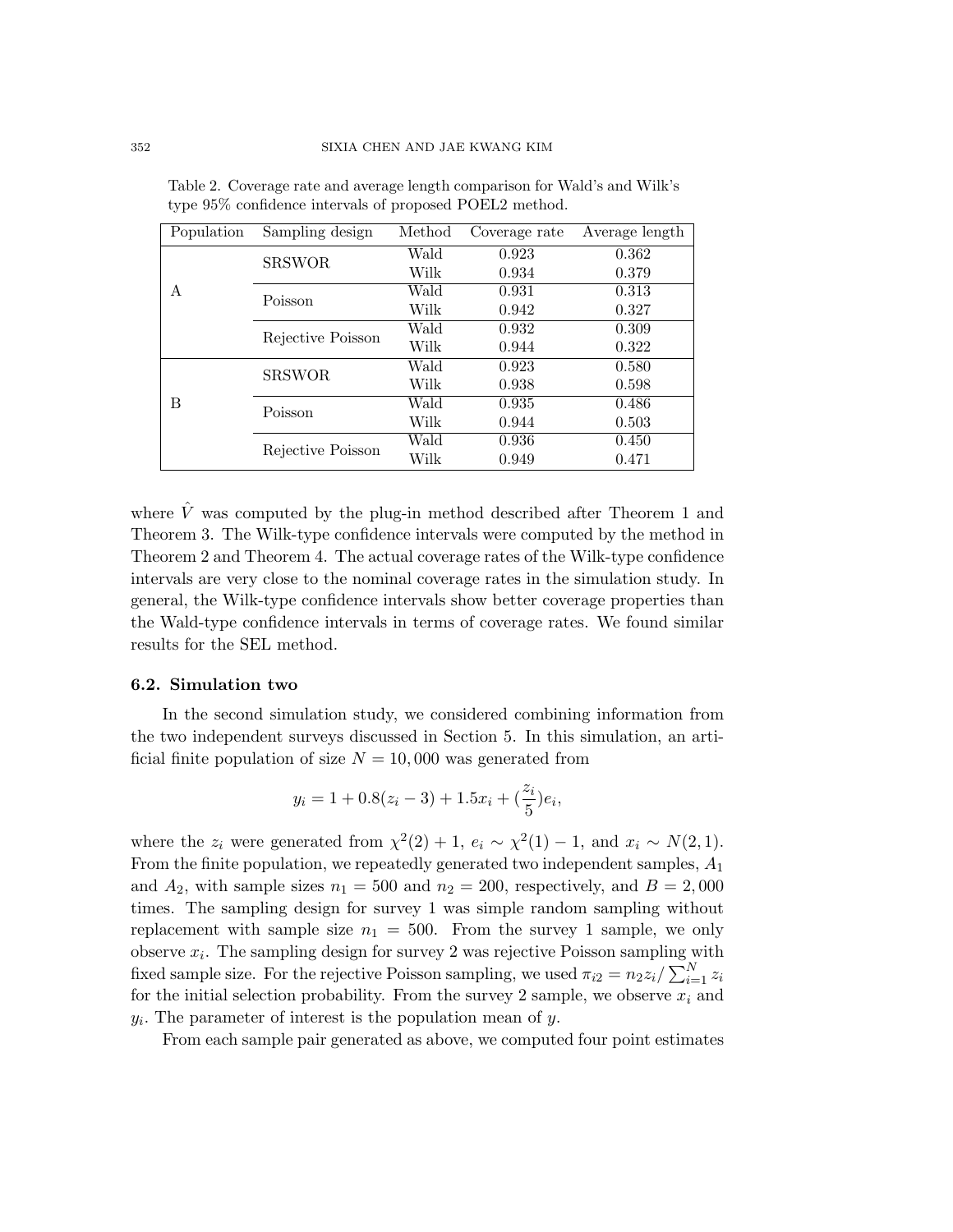Table 2. Coverage rate and average length comparison for Wald's and Wilk's type 95% confidence intervals of proposed POEL2 method.

| Population | Sampling design | Method | Coverage rate | Average length |
|---|---|---|---|---|
| A | SRSWOR | Wald | 0.923 | 0.362 |
| | | Wilk | 0.934 | 0.379 |
| | Poisson | Wald | 0.931 | 0.313 |
| | | Wilk | 0.942 | 0.327 |
| | Rejective Poisson | Wald | 0.932 | 0.309 |
| | | Wilk | 0.944 | 0.322 |
| B | SRSWOR | Wald | 0.923 | 0.580 |
| | | Wilk | 0.938 | 0.598 |
| | Poisson | Wald | 0.935 | 0.486 |
| | | Wilk | 0.944 | 0.503 |
| | Rejective Poisson | Wald | 0.936 | 0.450 |
| | | Wilk | 0.949 | 0.471 |

where $\hat{V}$ was computed by the plug-in method described after Theorem 1 and Theorem 3. The Wilk-type confidence intervals were computed by the method in Theorem 2 and Theorem 4. The actual coverage rates of the Wilk-type confidence intervals are very close to the nominal coverage rates in the simulation study. In general, the Wilk-type confidence intervals show better coverage properties than the Wald-type confidence intervals in terms of coverage rates. We found similar results for the SEL method.

### 6.2. Simulation two

In the second simulation study, we considered combining information from the two independent surveys discussed in Section 5. In this simulation, an artificial finite population of size $N = 10,000$ was generated from

$$y_i = 1 + 0.8(z_i - 3) + 1.5x_i + (\frac{z_i}{5})e_i,$$

where the $z_i$ were generated from $\chi^2(2) + 1$, $e_i \sim \chi^2(1) - 1$, and $x_i \sim N(2, 1)$. From the finite population, we repeatedly generated two independent samples, $A_1$ and $A_2$, with sample sizes $n_1 = 500$ and $n_2 = 200$, respectively, and $B = 2,000$ times. The sampling design for survey 1 was simple random sampling without replacement with sample size $n_1 = 500$. From the survey 1 sample, we only observe $x_i$. The sampling design for survey 2 was rejective Poisson sampling with fixed sample size. For the rejective Poisson sampling, we used $\pi_{i2} = n_2 z_i / \sum_{i=1}^{N} z_i$ for the initial selection probability. From the survey 2 sample, we observe $x_i$ and $y_i$. The parameter of interest is the population mean of $y$.

From each sample pair generated as above, we computed four point estimates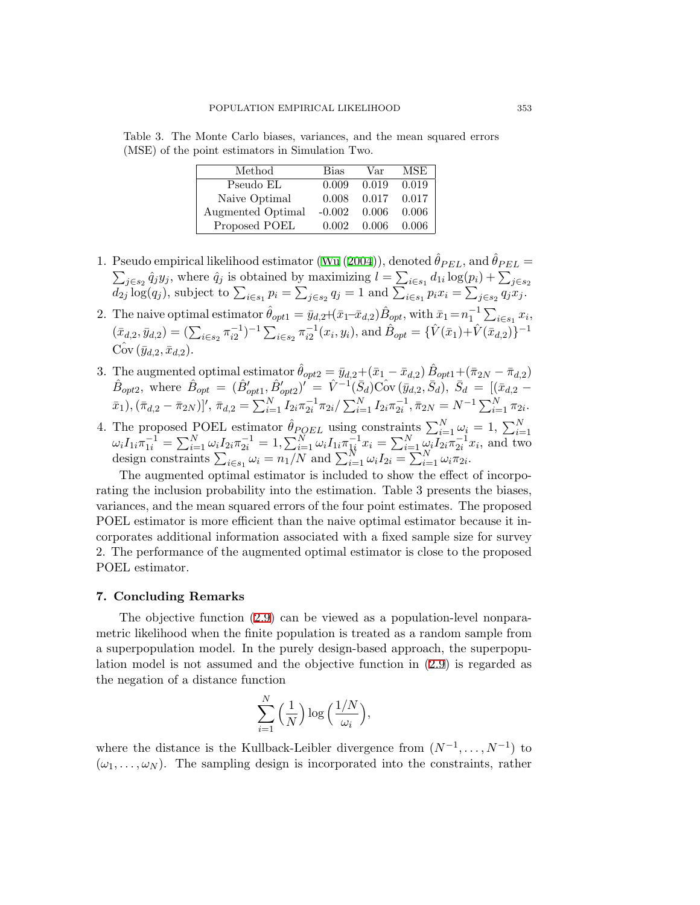Table 3. The Monte Carlo biases, variances, and the mean squared errors (MSE) of the point estimators in Simulation Two.

| Method | Bias | Var | MSE |
|---|---|---|---|
| Pseudo EL | 0.009 | 0.019 | 0.019 |
| Naive Optimal | 0.008 | 0.017 | 0.017 |
| Augmented Optimal | -0.002 | 0.006 | 0.006 |
| Proposed POEL | 0.002 | 0.006 | 0.006 |

1. Pseudo empirical likelihood estimator (Wu (2004)), denoted $\hat{\theta}_{PEL}$, and $\hat{\theta}_{PEL} = \sum_{j\in s_2} \hat{q}_j y_j$, where $\hat{q}_j$ is obtained by maximizing $l = \sum_{i\in s_1} d_{1i} \log(p_i) + \sum_{j\in s_2} d_{2j} \log(q_j)$, subject to $\sum_{i\in s_1} p_i = \sum_{j\in s_2} q_j = 1$ and $\sum_{i\in s_1} p_i x_i = \sum_{j\in s_2} q_j x_j$.
2. The naive optimal estimator $\hat{\theta}_{opt1} = \bar{y}_{d,2} + (\bar{x}_1 - \bar{x}_{d,2})\hat{B}_{opt}$, with $\bar{x}_1 = n_1^{-1}\sum_{i\in s_1} x_i$, $(\bar{x}_{d,2}, \bar{y}_{d,2}) = (\sum_{i\in s_2} \pi_{i2}^{-1})^{-1} \sum_{i\in s_2} \pi_{i2}^{-1}(x_i, y_i)$, and $\hat{B}_{opt} = \{\hat{V}(\bar{x}_1) + \hat{V}(\bar{x}_{d,2})\}^{-1} \hat{\text{Cov}}(\bar{y}_{d,2}, \bar{x}_{d,2})$.
3. The augmented optimal estimator $\hat{\theta}_{opt2} = \bar{y}_{d,2} + (\bar{x}_1 - \bar{x}_{d,2})\,\hat{B}_{opt1} + (\bar{\pi}_{2N} - \bar{\pi}_{d,2})\,\hat{B}_{opt2}$, where $\hat{B}_{opt} = (\hat{B}_{opt1}', \hat{B}_{opt2}')' = \hat{V}^{-1}(\bar{S}_d)\hat{\text{Cov}}(\bar{y}_{d,2}, \bar{S}_d)$, $\bar{S}_d = [(\bar{x}_{d,2} - \bar{x}_1), (\bar{\pi}_{d,2} - \bar{\pi}_{2N})]'$, $\bar{\pi}_{d,2} = \sum_{i=1}^N I_{2i}\pi_{2i}^{-1}\pi_{2i} / \sum_{i=1}^N I_{2i}\pi_{2i}^{-1}$, $\bar{\pi}_{2N} = N^{-1}\sum_{i=1}^N \pi_{2i}$.
4. The proposed POEL estimator $\hat{\theta}_{POEL}$ using constraints $\sum_{i=1}^N \omega_i = 1$, $\sum_{i=1}^N \omega_i I_{1i}\pi_{1i}^{-1} = \sum_{i=1}^N \omega_i I_{2i}\pi_{2i}^{-1} = 1$, $\sum_{i=1}^N \omega_i I_{1i}\pi_{1i}^{-1} x_i = \sum_{i=1}^N \omega_i I_{2i}\pi_{2i}^{-1} x_i$, and two design constraints $\sum_{i\in s_1} \omega_i = n_1/N$ and $\sum_{i=1}^N \omega_i I_{2i} = \sum_{i=1}^N \omega_i \pi_{2i}$.

The augmented optimal estimator is included to show the effect of incorporating the inclusion probability into the estimation. Table 3 presents the biases, variances, and the mean squared errors of the four point estimates. The proposed POEL estimator is more efficient than the naive optimal estimator because it incorporates additional information associated with a fixed sample size for survey 2. The performance of the augmented optimal estimator is close to the proposed POEL estimator.

## 7. Concluding Remarks

The objective function (2.9) can be viewed as a population-level nonparametric likelihood when the finite population is treated as a random sample from a superpopulation model. In the purely design-based approach, the superpopulation model is not assumed and the objective function in (2.9) is regarded as the negation of a distance function

$$\sum_{i=1}^N \Big(\frac{1}{N}\Big) \log\Big(\frac{1/N}{\omega_i}\Big),$$

where the distance is the Kullback-Leibler divergence from $(N^{-1}, \ldots, N^{-1})$ to $(\omega_1, \ldots, \omega_N)$. The sampling design is incorporated into the constraints, rather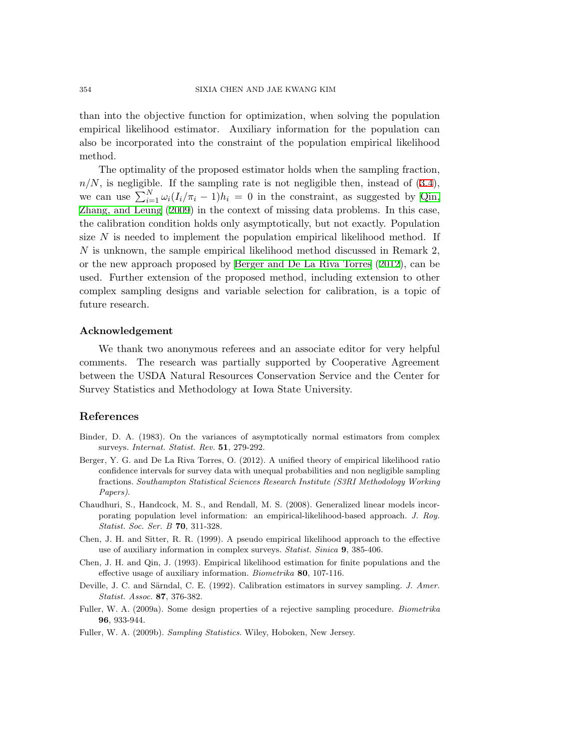than into the objective function for optimization, when solving the population empirical likelihood estimator. Auxiliary information for the population can also be incorporated into the constraint of the population empirical likelihood method.

The optimality of the proposed estimator holds when the sampling fraction, $n/N$, is negligible. If the sampling rate is not negligible then, instead of (3.4), we can use $\sum_{i=1}^{N} \omega_i (I_i/\pi_i - 1) h_i = 0$ in the constraint, as suggested by Qin, Zhang, and Leung (2009) in the context of missing data problems. In this case, the calibration condition holds only asymptotically, but not exactly. Population size $N$ is needed to implement the population empirical likelihood method. If $N$ is unknown, the sample empirical likelihood method discussed in Remark 2, or the new approach proposed by Berger and De La Riva Torres (2012), can be used. Further extension of the proposed method, including extension to other complex sampling designs and variable selection for calibration, is a topic of future research.

## Acknowledgement

We thank two anonymous referees and an associate editor for very helpful comments. The research was partially supported by Cooperative Agreement between the USDA Natural Resources Conservation Service and the Center for Survey Statistics and Methodology at Iowa State University.

## References

Binder, D. A. (1983). On the variances of asymptotically normal estimators from complex surveys. *Internat. Statist. Rev.* **51**, 279-292.

Berger, Y. G. and De La Riva Torres, O. (2012). A unified theory of empirical likelihood ratio confidence intervals for survey data with unequal probabilities and non negligible sampling fractions. *Southampton Statistical Sciences Research Institute (S3RI Methodology Working Papers).*

Chaudhuri, S., Handcock, M. S., and Rendall, M. S. (2008). Generalized linear models incorporating population level information: an empirical-likelihood-based approach. *J. Roy. Statist. Soc. Ser. B* **70**, 311-328.

Chen, J. H. and Sitter, R. R. (1999). A pseudo empirical likelihood approach to the effective use of auxiliary information in complex surveys. *Statist. Sinica* **9**, 385-406.

Chen, J. H. and Qin, J. (1993). Empirical likelihood estimation for finite populations and the effective usage of auxiliary information. *Biometrika* **80**, 107-116.

Deville, J. C. and Särndal, C. E. (1992). Calibration estimators in survey sampling. *J. Amer. Statist. Assoc.* **87**, 376-382.

Fuller, W. A. (2009a). Some design properties of a rejective sampling procedure. *Biometrika* **96**, 933-944.

Fuller, W. A. (2009b). *Sampling Statistics*. Wiley, Hoboken, New Jersey.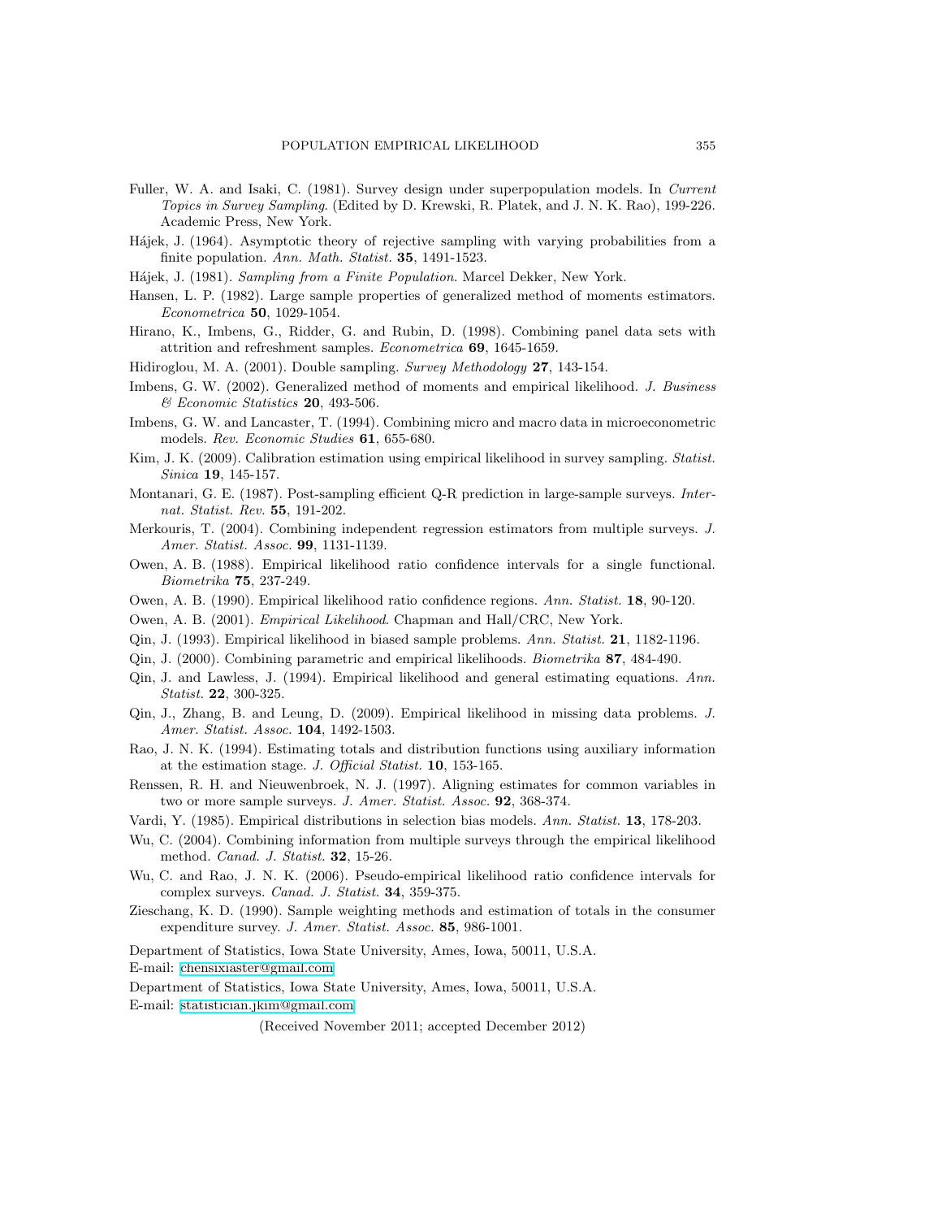Fuller, W. A. and Isaki, C. (1981). Survey design under superpopulation models. In *Current Topics in Survey Sampling*. (Edited by D. Krewski, R. Platek, and J. N. K. Rao), 199-226. Academic Press, New York.

Hájek, J. (1964). Asymptotic theory of rejective sampling with varying probabilities from a finite population. *Ann. Math. Statist.* **35**, 1491-1523.

Hájek, J. (1981). *Sampling from a Finite Population*. Marcel Dekker, New York.

Hansen, L. P. (1982). Large sample properties of generalized method of moments estimators. *Econometrica* **50**, 1029-1054.

Hirano, K., Imbens, G., Ridder, G. and Rubin, D. (1998). Combining panel data sets with attrition and refreshment samples. *Econometrica* **69**, 1645-1659.

Hidiroglou, M. A. (2001). Double sampling. *Survey Methodology* **27**, 143-154.

Imbens, G. W. (2002). Generalized method of moments and empirical likelihood. *J. Business & Economic Statistics* **20**, 493-506.

Imbens, G. W. and Lancaster, T. (1994). Combining micro and macro data in microeconometric models. *Rev. Economic Studies* **61**, 655-680.

Kim, J. K. (2009). Calibration estimation using empirical likelihood in survey sampling. *Statist. Sinica* **19**, 145-157.

Montanari, G. E. (1987). Post-sampling efficient Q-R prediction in large-sample surveys. *Internat. Statist. Rev.* **55**, 191-202.

Merkouris, T. (2004). Combining independent regression estimators from multiple surveys. *J. Amer. Statist. Assoc.* **99**, 1131-1139.

Owen, A. B. (1988). Empirical likelihood ratio confidence intervals for a single functional. *Biometrika* **75**, 237-249.

Owen, A. B. (1990). Empirical likelihood ratio confidence regions. *Ann. Statist.* **18**, 90-120.

Owen, A. B. (2001). *Empirical Likelihood*. Chapman and Hall/CRC, New York.

Qin, J. (1993). Empirical likelihood in biased sample problems. *Ann. Statist.* **21**, 1182-1196.

Qin, J. (2000). Combining parametric and empirical likelihoods. *Biometrika* **87**, 484-490.

Qin, J. and Lawless, J. (1994). Empirical likelihood and general estimating equations. *Ann. Statist.* **22**, 300-325.

Qin, J., Zhang, B. and Leung, D. (2009). Empirical likelihood in missing data problems. *J. Amer. Statist. Assoc.* **104**, 1492-1503.

Rao, J. N. K. (1994). Estimating totals and distribution functions using auxiliary information at the estimation stage. *J. Official Statist.* **10**, 153-165.

Renssen, R. H. and Nieuwenbroek, N. J. (1997). Aligning estimates for common variables in two or more sample surveys. *J. Amer. Statist. Assoc.* **92**, 368-374.

Vardi, Y. (1985). Empirical distributions in selection bias models. *Ann. Statist.* **13**, 178-203.

Wu, C. (2004). Combining information from multiple surveys through the empirical likelihood method. *Canad. J. Statist.* **32**, 15-26.

Wu, C. and Rao, J. N. K. (2006). Pseudo-empirical likelihood ratio confidence intervals for complex surveys. *Canad. J. Statist.* **34**, 359-375.

Zieschang, K. D. (1990). Sample weighting methods and estimation of totals in the consumer expenditure survey. *J. Amer. Statist. Assoc.* **85**, 986-1001.

Department of Statistics, Iowa State University, Ames, Iowa, 50011, U.S.A.

E-mail: chensixiaster@gmail.com

Department of Statistics, Iowa State University, Ames, Iowa, 50011, U.S.A.

E-mail: statistician.jkim@gmail.com

(Received November 2011; accepted December 2012)